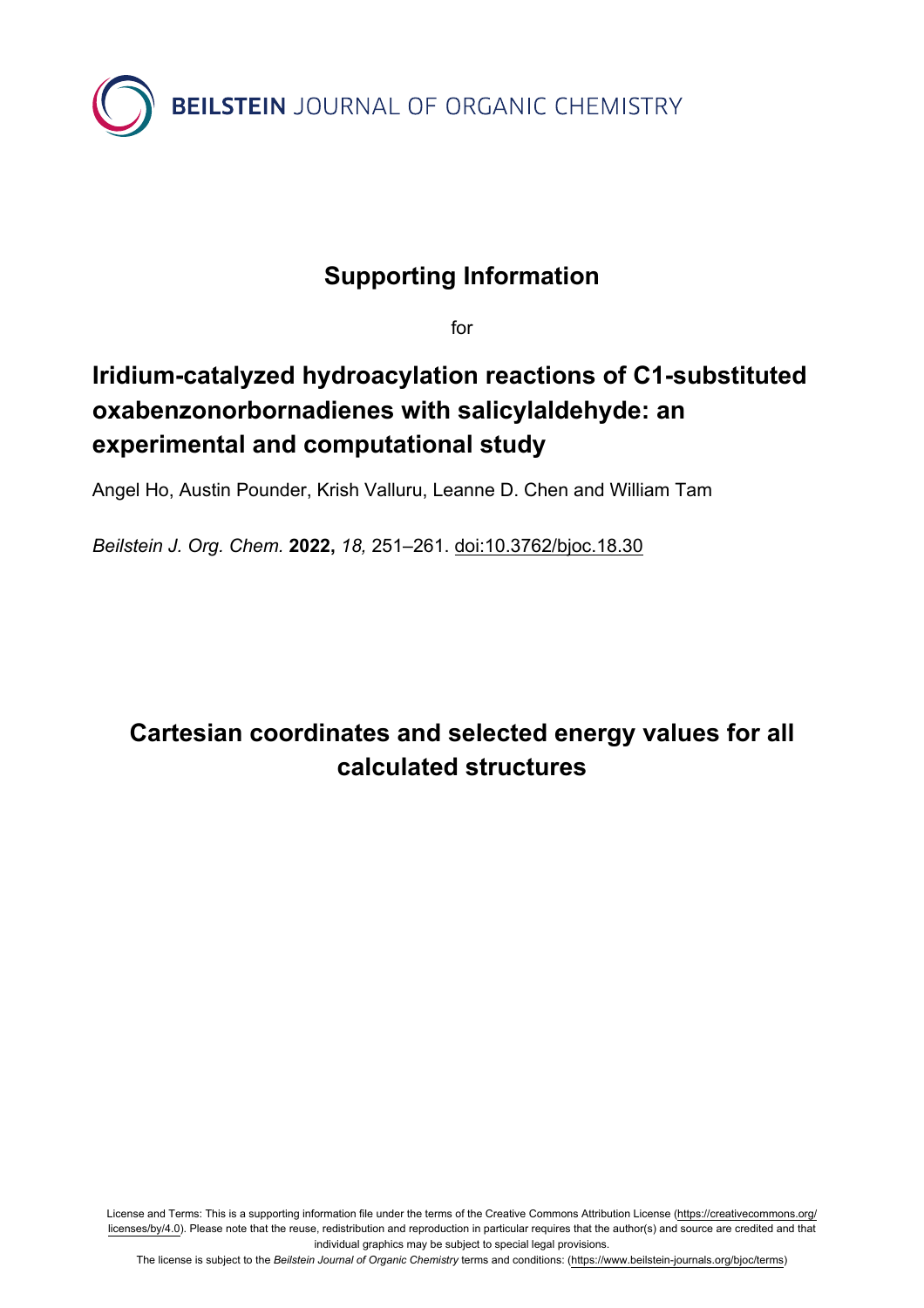BEILSTEIN JOURNAL OF ORGANIC CHEMISTRY

# Supporting Information

for

# Iridium-catalyzed hydroacylation reactions of C1-substituted oxabenzonorbornadienes with salicylaldehyde: an experimental and computational study

Angel Ho, Austin Pounder, Krish Valluru, Leanne D. Chen and William Tam

*Beilstein J. Org. Chem.* **2022,** *18,* 251–261. doi:10.3762/bjoc.18.30

## Cartesian coordinates and selected energy values for all calculated structures

License and Terms: This is a supporting information file under the terms of the Creative Commons Attribution License (https://creativecommons.org/licenses/by/4.0). Please note that the reuse, redistribution and reproduction in particular requires that the author(s) and source are credited and that individual graphics may be subject to special legal provisions.

The license is subject to the *Beilstein Journal of Organic Chemistry* terms and conditions: (https://www.beilstein-journals.org/bjoc/terms)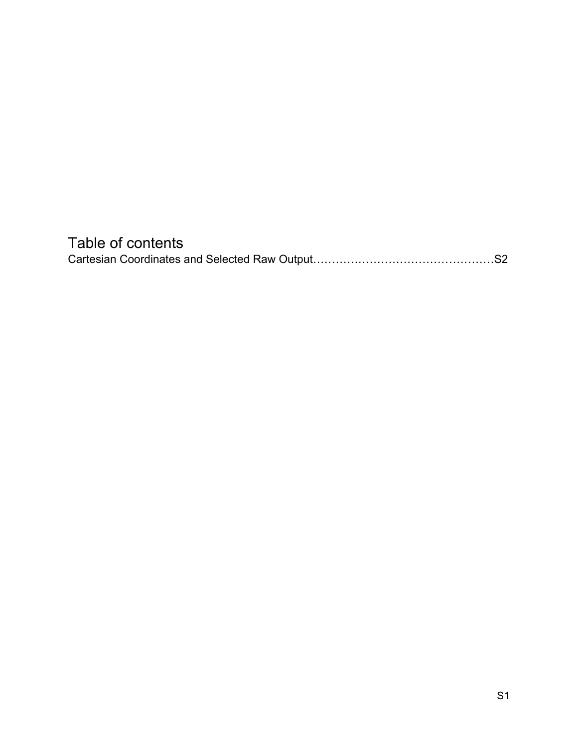# Table of contents

Cartesian Coordinates and Selected Raw Output…………………………………………S2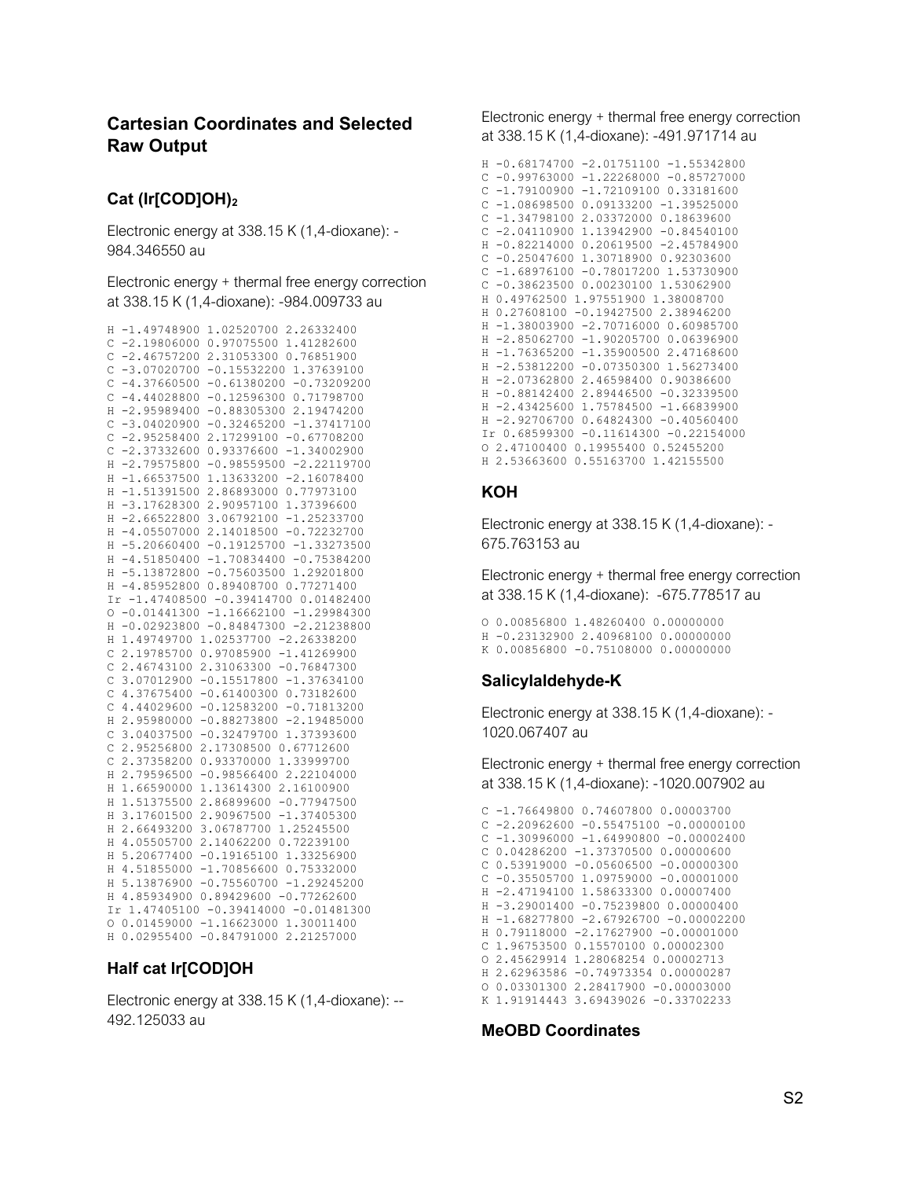## Cartesian Coordinates and Selected Raw Output

### Cat (Ir[COD]OH)$_2$

Electronic energy at 338.15 K (1,4-dioxane): -984.346550 au

Electronic energy + thermal free energy correction at 338.15 K (1,4-dioxane): -984.009733 au

```
H -1.49748900 1.02520700 2.26332400
C -2.19806000 0.97075500 1.41282600
C -2.46757200 2.31053300 0.76851900
C -3.07020700 -0.15532200 1.37639100
C -4.37660500 -0.61380200 -0.73209200
C -4.44028800 -0.12596300 0.71798700
H -2.95989400 -0.88305300 2.19474200
C -3.04020900 -0.32465200 -1.37417100
C -2.95258400 2.17299100 -0.67708200
C -2.37332600 0.93376600 -1.34002900
H -2.79575800 -0.98559500 -2.22119700
H -1.66537500 1.13633200 -2.16078400
H -1.51391500 2.86893000 0.77973100
H -3.17628300 2.90957100 1.37396600
H -2.66522800 3.06792100 -1.25233700
H -4.05507000 2.14018500 -0.72232700
H -5.20660400 -0.19125700 -1.33273500
H -4.51850400 -1.70834400 -0.75384200
H -5.13872800 -0.75603500 1.29201800
H -4.85952800 0.89408700 0.77271400
Ir -1.47408500 -0.39414700 0.01482400
O -0.01441300 -1.16662100 -1.29984300
H -0.02923800 -0.84847300 -2.21238800
H 1.49749700 1.02537700 -2.26338200
C 2.19785700 0.97085900 -1.41269900
C 2.46743100 2.31063300 -0.76847300
C 3.07012900 -0.15517800 -1.37634100
C 4.37675400 -0.61400300 0.73182600
C 4.44029600 -0.12583200 -0.71813200
H 2.95980000 -0.88273800 -2.19485000
C 3.04037500 -0.32479700 1.37393600
C 2.95256800 2.17308500 0.67712600
C 2.37358200 0.93370000 1.33999700
H 2.79596500 -0.98566400 2.22104000
H 1.66590000 1.13614300 2.16100900
H 1.51375500 2.86899600 -0.77947500
H 3.17601500 2.90967500 -1.37405300
H 2.66493200 3.06787700 1.25245500
H 4.05505700 2.14062200 0.72239100
H 5.20677400 -0.19165100 1.33256900
H 4.51855000 -1.70856600 0.75332000
H 5.13876900 -0.75560700 -1.29245200
H 4.85934900 0.89429600 -0.77262600
Ir 1.47405100 -0.39414000 -0.01481300
O 0.01459000 -1.16623000 1.30011400
H 0.02955400 -0.84791000 2.21257000
```

### Half cat Ir[COD]OH

Electronic energy at 338.15 K (1,4-dioxane): --492.125033 au

Electronic energy + thermal free energy correction at 338.15 K (1,4-dioxane): -491.971714 au

```
H -0.68174700 -2.01751100 -1.55342800
C -0.99763000 -1.22268000 -0.85727000
C -1.79100900 -1.72109100 0.33181600
C -1.08698500 0.09133200 -1.39525000
C -1.34798100 2.03372000 0.18639600
C -2.04110900 1.13942900 -0.84540100
H -0.82214000 0.20619500 -2.45784900
C -0.25047600 1.30718900 0.92303600
C -1.68976100 -0.78017200 1.53730900
C -0.38623500 0.00230100 1.53062900
H 0.49762500 1.97551900 1.38008700
H 0.27608100 -0.19427500 2.38946200
H -1.38003900 -2.70716000 0.60985700
H -2.85062700 -1.90205700 0.06396900
H -1.76365200 -1.35900500 2.47168600
H -2.53812200 -0.07350300 1.56273400
H -2.07362800 2.46598400 0.90386600
H -0.88142400 2.89446500 -0.32339500
H -2.43425600 1.75784500 -1.66839900
H -2.92706700 0.64824300 -0.40560400
Ir 0.68599300 -0.11614300 -0.22154000
O 2.47100400 0.19955400 0.52455200
H 2.53663600 0.55163700 1.42155500
```

### KOH

Electronic energy at 338.15 K (1,4-dioxane): -675.763153 au

Electronic energy + thermal free energy correction at 338.15 K (1,4-dioxane): -675.778517 au

```
O 0.00856800 1.48260400 0.00000000
H -0.23132900 2.40968100 0.00000000
K 0.00856800 -0.75108000 0.00000000
```

### Salicylaldehyde-K

Electronic energy at 338.15 K (1,4-dioxane): -1020.067407 au

Electronic energy + thermal free energy correction at 338.15 K (1,4-dioxane): -1020.007902 au

```
C -1.76649800 0.74607800 0.00003700
C -2.20962600 -0.55475100 -0.00000100
C -1.30996000 -1.64990800 -0.00002400
C 0.04286200 -1.37370500 0.00000600
C 0.53919000 -0.05606500 -0.00000300
C -0.35505700 1.09759000 -0.00001000
H -2.47194100 1.58633300 0.00007400
H -3.29001400 -0.75239800 0.00000400
H -1.68277800 -2.67926700 -0.00002200
H 0.79118000 -2.17627900 -0.00001000
C 1.96753500 0.15570100 0.00002300
O 2.45629914 1.28068254 0.00002713
H 2.62963586 -0.74973354 0.00000287
O 0.03301300 2.28417900 -0.00003000
K 1.91914443 3.69439026 -0.33702233
```

### MeOBD Coordinates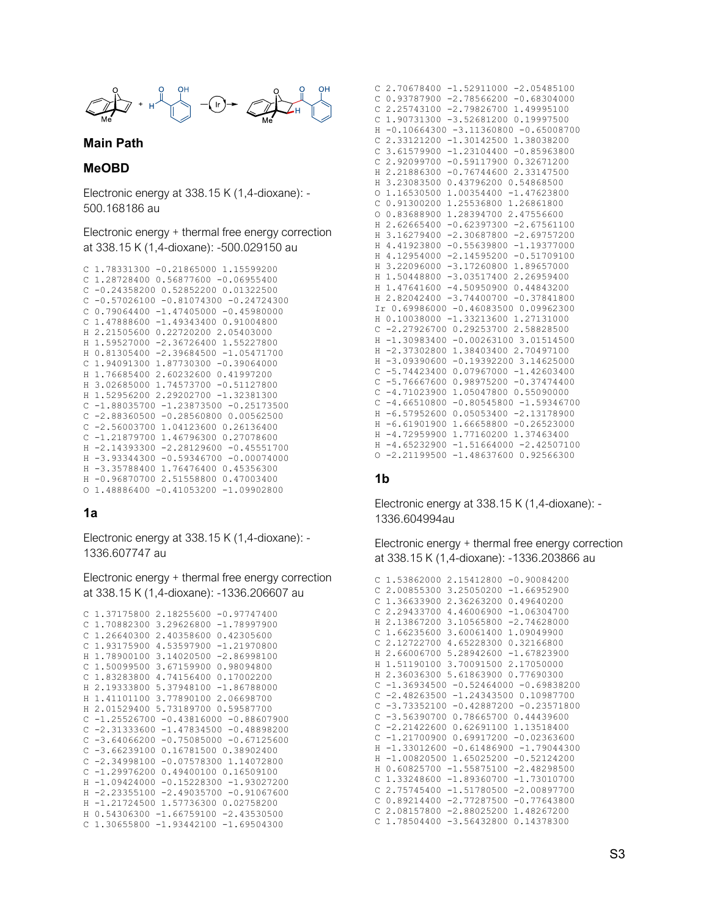## Main Path

## MeOBD

Electronic energy at 338.15 K (1,4-dioxane): -500.168186 au

Electronic energy + thermal free energy correction at 338.15 K (1,4-dioxane): -500.029150 au

```
C 1.78331300 -0.21865000 1.15599200
C 1.28728400 0.56877600 -0.06955400
C -0.24358200 0.52852200 0.01322500
C -0.57026100 -0.81074300 -0.24724300
C 0.79064400 -1.47405000 -0.45980000
C 1.47888600 -1.49343400 0.91004800
H 2.21505600 0.22720200 2.05403000
H 1.59527000 -2.36726400 1.55227800
H 0.81305400 -2.39684500 -1.05471700
C 1.94091300 1.87730300 -0.39064000
H 1.76685400 2.60232600 0.41997200
H 3.02685000 1.74573700 -0.51127800
H 1.52956200 2.29202700 -1.32381300
C -1.88035700 -1.23873500 -0.25173500
C -2.88360500 -0.28560800 0.00562500
C -2.56003700 1.04123600 0.26136400
C -1.21879700 1.46796300 0.27078600
H -2.14393300 -2.28129600 -0.45551700
H -3.93344300 -0.59346700 -0.00074000
H -3.35788400 1.76476400 0.45356300
H -0.96870700 2.51558800 0.47003400
O 1.48886400 -0.41053200 -1.09902800
```

## 1a

Electronic energy at 338.15 K (1,4-dioxane): -1336.607747 au

Electronic energy + thermal free energy correction at 338.15 K (1,4-dioxane): -1336.206607 au

```
C 1.37175800 2.18255600 -0.97747400
C 1.70882300 3.29626800 -1.78997900
C 1.26640300 2.40358600 0.42305600
C 1.93175900 4.53597900 -1.21970800
H 1.78900100 3.14020500 -2.86998100
C 1.50099500 3.67159900 0.98094800
C 1.83283800 4.74156400 0.17002200
H 2.19333800 5.37948100 -1.86788000
H 1.41101100 3.77890100 2.06698700
H 2.01529400 5.73189700 0.59587700
C -1.25526700 -0.43816000 -0.88607900
C -2.31333600 -1.47834500 -0.48898200
C -3.64066200 -0.75085000 -0.67125600
C -3.66239100 0.16781500 0.38902400
C -2.34998100 -0.07578300 1.14072800
C -1.29976200 0.49400100 0.16509100
H -1.09424000 -0.15228300 -1.93027200
H -2.23355100 -2.49035700 -0.91067600
H -1.21724500 1.57736300 0.02758200
H 0.54306300 -1.66759100 -2.43530500
C 1.30655800 -1.93442100 -1.69504300
C 2.70678400 -1.52911000 -2.05485100
C 0.93787900 -2.78566200 -0.68304000
C 2.25743100 -2.79826700 1.49995100
C 1.90731300 -3.52681200 0.19997500
H -0.10664300 -3.11360800 -0.65008700
C 2.33121200 -1.30142500 1.38038200
C 3.61579900 -1.23104400 -0.85963800
C 2.92099700 -0.59117900 0.32671200
H 2.21886300 -0.76744600 2.33147500
H 3.23083500 0.43796200 0.54868500
O 1.16530500 1.00354400 -1.47623800
C 0.91300200 1.25536800 1.26861800
O 0.83688900 1.28394700 2.47556600
H 2.62665400 -0.62397300 -2.67561100
H 3.16279400 -2.30687800 -2.69757200
H 4.41923800 -0.55639800 -1.19377000
H 4.12954000 -2.14595200 -0.51709100
H 3.22096000 -3.17260800 1.89657000
H 1.50448800 -3.03517400 2.26959400
H 1.47641600 -4.50950900 0.44843200
H 2.82042400 -3.74400700 -0.37841800
Ir 0.69986000 -0.46083500 0.09962300
H 0.10038000 -1.33213600 1.27131000
C -2.27926700 0.29252700 2.58828500
H -1.30983400 -0.00263100 3.01514500
H -2.37302800 1.38403400 2.70497100
H -3.09390600 -0.19392200 3.14625000
C -5.74423400 0.07967000 -1.42603400
C -5.76667600 0.98975200 -0.37474400
C -4.71023900 1.05047800 0.55090000
C -4.66510800 -0.80545800 -1.59346700
H -6.57952600 0.05053400 -2.13178900
H -6.61901900 1.66658800 -0.26523000
H -4.72959900 1.77160200 1.37463400
H -4.65232900 -1.51664000 -2.42507100
O -2.21199500 -1.48637600 0.92566300
```

## 1b

Electronic energy at 338.15 K (1,4-dioxane): -1336.604994au

Electronic energy + thermal free energy correction at 338.15 K (1,4-dioxane): -1336.203866 au

```
C 1.53862000 2.15412800 -0.90084200
C 2.00855300 3.25050200 -1.66952900
C 1.36633900 2.36263200 0.49640200
C 2.29433700 4.46006900 -1.06304700
H 2.13867200 3.10565800 -2.74628000
C 1.66235600 3.60061400 1.09049900
C 2.12722700 4.65228300 0.32166800
H 2.66006700 5.28942600 -1.67823900
H 1.51190100 3.70091500 2.17050000
H 2.36036300 5.61863900 0.77690300
C -1.36934500 -0.52464000 -0.69838200
C -2.48263500 -1.24343500 0.10987700
C -3.73352100 -0.42887200 -0.23571800
C -3.56390700 0.78665700 0.44439600
C -2.21422600 0.62691100 1.13518400
C -1.21700900 0.69917200 -0.02363600
H -1.33012600 -0.61486900 -1.79044300
H -1.00820500 1.65025200 -0.52124200
H 0.60825700 -1.55875100 -2.48298500
C 1.33248600 -1.89360700 -1.73010700
C 2.75745400 -1.51780500 -2.00897700
C 0.89214400 -2.77287500 -0.77643800
C 2.08157800 -2.88025200 1.48267200
C 1.78504400 -3.56432800 0.14378300
```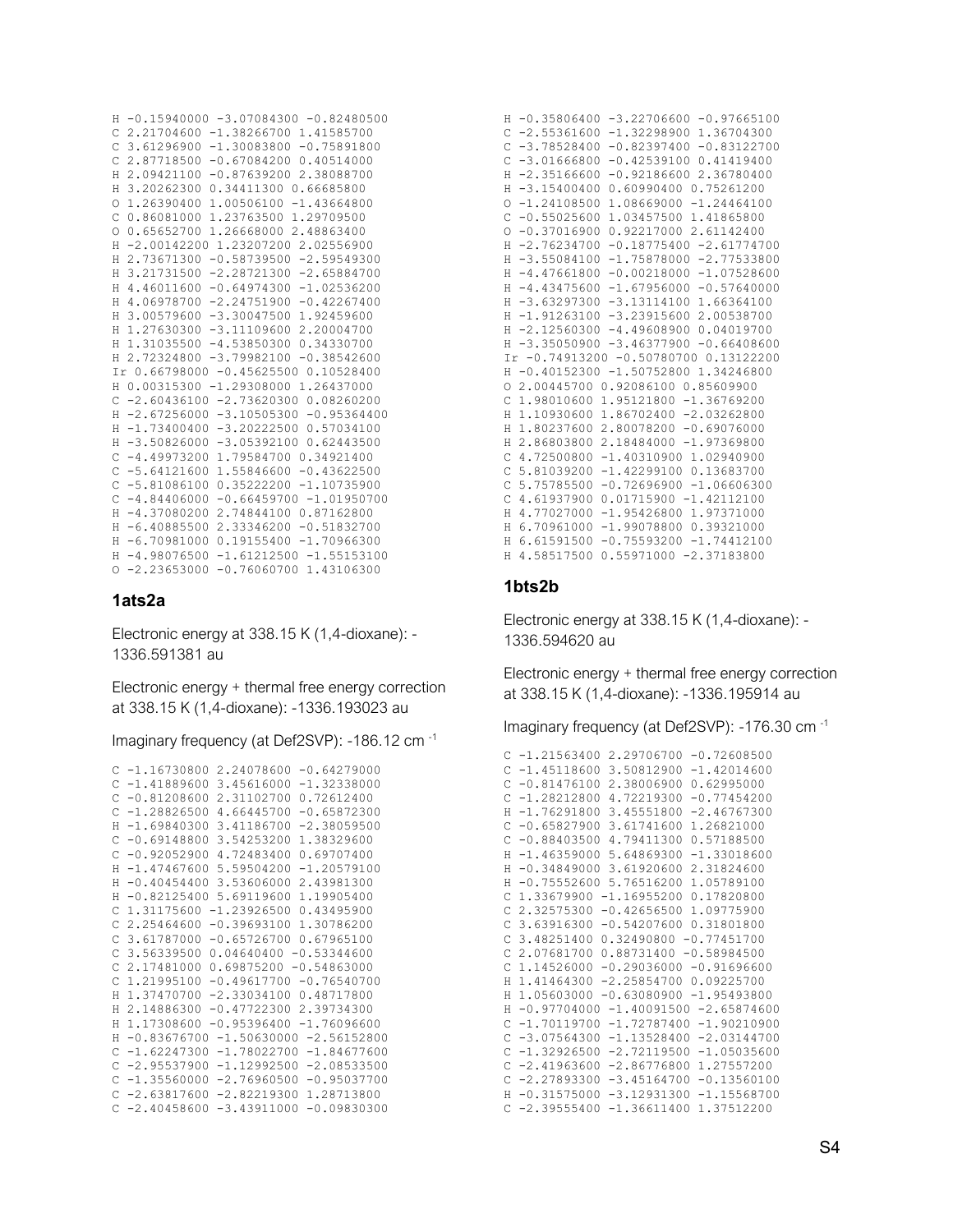```
H -0.15940000 -3.07084300 -0.82480500
C 2.21704600 -1.38266700 1.41585700
C 3.61296900 -1.30083800 -0.75891800
C 2.87718500 -0.67084200 0.40514000
H 2.09421100 -0.87639200 2.38088700
H 3.20262300 0.34411300 0.66685800
O 1.26390400 1.00506100 -1.43664800
C 0.86081000 1.23763500 1.29709500
O 0.65652700 1.26668000 2.48863400
H -2.00142200 1.23207200 2.02556900
H 2.73671300 -0.58739500 -2.59549300
H 3.21731500 -2.28721300 -2.65884700
H 4.46011600 -0.64974300 -1.02536200
H 4.06978700 -2.24751900 -0.42267400
H 3.00579600 -3.30047500 1.92459600
H 1.27630300 -3.11109600 2.20004700
H 1.31035500 -4.53850300 0.34330700
H 2.72324800 -3.79982100 -0.38542600
Ir 0.66798000 -0.45625500 0.10528400
H 0.00315300 -1.29308000 1.26437000
C -2.60436100 -2.73620300 0.08260200
H -2.67256000 -3.10505300 -0.95364400
H -1.73400400 -3.20222500 0.57034100
H -3.50826000 -3.05392100 0.62443500
C -4.49973200 1.79584700 0.34921400
C -5.64121600 1.55846600 -0.43622500
C -5.81086100 0.35222200 -1.10735900
C -4.84406000 -0.66459700 -1.01950700
H -4.37080200 2.74844100 0.87162800
H -6.40885500 2.33346200 -0.51832700
H -6.70981000 0.19155400 -1.70966300
H -4.98076500 -1.61212500 -1.55153100
O -2.23653000 -0.76060700 1.43106300
```

## 1ats2a

Electronic energy at 338.15 K (1,4-dioxane): -1336.591381 au

Electronic energy + thermal free energy correction at 338.15 K (1,4-dioxane): -1336.193023 au

Imaginary frequency (at Def2SVP): -186.12 cm $^{-1}$

```
C -1.16730800 2.24078600 -0.64279000
C -1.41889600 3.45616000 -1.32338000
C -0.81208600 2.31102700 0.72612400
C -1.28826500 4.66445700 -0.65872300
H -1.69840300 3.41186700 -2.38059500
C -0.69148800 3.54253200 1.38329600
C -0.92052900 4.72483400 0.69707400
H -1.47467600 5.59504200 -1.20579100
H -0.40454400 3.53606000 2.43981300
H -0.82125400 5.69119600 1.19905400
C 1.31175600 -1.23926500 0.43495900
C 2.25464600 -0.39693100 1.30786200
C 3.61787000 -0.65726700 0.67965100
C 3.56339500 0.04640400 -0.53344600
C 2.17481000 0.69875200 -0.54863000
C 1.21995100 -0.49617700 -0.76540700
H 1.37470700 -2.33034100 0.48717800
H 2.14886300 -0.47722300 2.39734300
H 1.17308600 -0.95396400 -1.76096600
H -0.83676700 -1.50630000 -2.56152800
C -1.62247300 -1.78022700 -1.84677600
C -2.95537900 -1.12992500 -2.08533500
C -1.35560000 -2.76960500 -0.95037700
C -2.63817600 -2.82219300 1.28713800
C -2.40458600 -3.43911000 -0.09830300
H -0.35806400 -3.22706600 -0.97665100
C -2.55361600 -1.32298900 1.36704300
C -3.78528400 -0.82397400 -0.83122700
C -3.01666800 -0.42539100 0.41419400
H -2.35166600 -0.92186600 2.36780400
H -3.15400400 0.60990400 0.75261200
O -1.24108500 1.08669000 -1.24464100
C -0.55025600 1.03457500 1.41865800
O -0.37016900 0.92217000 2.61142400
H -2.76234700 -0.18775400 -2.61774700
H -3.55084100 -1.75878000 -2.77533800
H -4.47661800 -0.00218000 -1.07528600
H -4.43475600 -1.67956000 -0.57640000
H -3.63297300 -3.13114100 1.66364100
H -1.91263100 -3.23915600 2.00538700
H -2.12560300 -4.49608900 0.04019700
H -3.35050900 -3.46377900 -0.66408600
Ir -0.74913200 -0.50780700 0.13122200
H -0.40152300 -1.50752800 1.34246800
O 2.00445700 0.92086100 0.85609900
C 1.98010600 1.95121800 -1.36769200
H 1.10930600 1.86702400 -2.03262800
H 1.80237600 2.80078200 -0.69076000
H 2.86803800 2.18484000 -1.97369800
C 4.72500800 -1.40310900 1.02940900
C 5.81039200 -1.42299100 0.13683700
C 5.75785500 -0.72696900 -1.06606300
C 4.61937900 0.01715900 -1.42112100
H 4.77027000 -1.95426800 1.97371000
H 6.70961000 -1.99078800 0.39321000
H 6.61591500 -0.75593200 -1.74412100
H 4.58517500 0.55971000 -2.37183800
```

## 1bts2b

Electronic energy at 338.15 K (1,4-dioxane): -1336.594620 au

Electronic energy + thermal free energy correction at 338.15 K (1,4-dioxane): -1336.195914 au

Imaginary frequency (at Def2SVP): -176.30 cm $^{-1}$

```
C -1.21563400 2.29706700 -0.72608500
C -1.45118600 3.50812900 -1.42014600
C -0.81476100 2.38006900 0.62995000
C -1.28212800 4.72219300 -0.77454200
H -1.76291800 3.45551800 -2.46767300
C -0.65827900 3.61741600 1.26821000
C -0.88403500 4.79411300 0.57188500
H -1.46359000 5.64869300 -1.33018600
H -0.34849000 3.61920600 2.31824600
H -0.75552600 5.76516200 1.05789100
C 1.33679900 -1.16955200 0.17820800
C 2.32575300 -0.42656500 1.09775900
C 3.63916300 -0.54207600 0.31801800
C 3.48251400 0.32490800 -0.77451700
C 2.07681700 0.88731400 -0.58984500
C 1.14526000 -0.29036000 -0.91696600
H 1.41464300 -2.25854700 0.09225700
H 1.05603000 -0.63080900 -1.95493800
H -0.97704000 -1.40091500 -2.65874600
C -1.70119700 -1.72787400 -1.90210900
C -3.07564300 -1.13528400 -2.03144700
C -1.32926500 -2.72119500 -1.05035600
C -2.41963600 -2.86776800 1.27557200
C -2.27893300 -3.45164700 -0.13560100
H -0.31575000 -3.12931300 -1.15568700
C -2.39555400 -1.36611400 1.37512200
```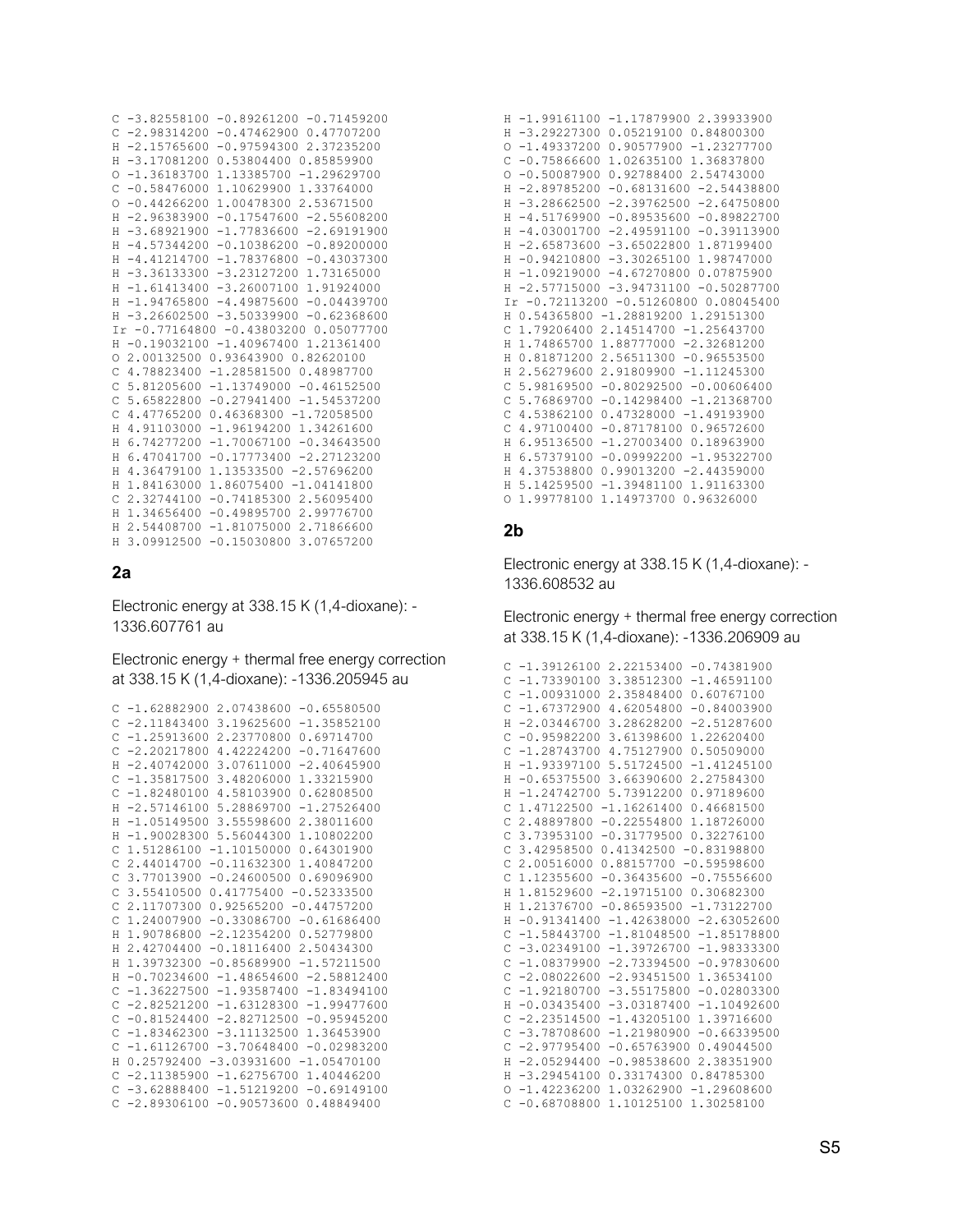```
C -3.82558100 -0.89261200 -0.71459200
C -2.98314200 -0.47462900 0.47707200
H -2.15765600 -0.97594300 2.37235200
H -3.17081200 0.53804400 0.85859900
O -1.36183700 1.13385700 -1.29629700
C -0.58476000 1.10629900 1.33764000
O -0.44266200 1.00478300 2.53671500
H -2.96383900 -0.17547600 -2.55608200
H -3.68921900 -1.77836600 -2.69191900
H -4.57344200 -0.10386200 -0.89200000
H -4.41214700 -1.78376800 -0.43037300
H -3.36133300 -3.23127200 1.73165000
H -1.61413400 -3.26007100 1.91924000
H -1.94765800 -4.49875600 -0.04439700
H -3.26602500 -3.50339900 -0.62368600
Ir -0.77164800 -0.43803200 0.05077700
H -0.19032100 -1.40967400 1.21361400
O 2.00132500 0.93643900 0.82620100
C 4.78823400 -1.28581500 0.48987700
C 5.81205600 -1.13749000 -0.46152500
C 5.65822800 -0.27941400 -1.54537200
C 4.47765200 0.46368300 -1.72058500
H 4.91103000 -1.96194200 1.34261600
H 6.74277200 -1.70067100 -0.34643500
H 6.47041700 -0.17773400 -2.27123200
H 4.36479100 1.13533500 -2.57696200
H 1.84163000 1.86075400 -1.04141800
C 2.32744100 -0.74185300 2.56095400
H 1.34656400 -0.49895700 2.99776700
H 2.54408700 -1.81075000 2.71866600
H 3.09912500 -0.15030800 3.07657200
```

## 2a

Electronic energy at 338.15 K (1,4-dioxane): -1336.607761 au

Electronic energy + thermal free energy correction at 338.15 K (1,4-dioxane): -1336.205945 au

```
C -1.62882900 2.07438600 -0.65580500
C -2.11843400 3.19625600 -1.35852100
C -1.25913600 2.23770800 0.69714700
C -2.20217800 4.42224200 -0.71647600
H -2.40742000 3.07611000 -2.40645900
C -1.35817500 3.48206000 1.33215900
C -1.82480100 4.58103900 0.62808500
H -2.57146100 5.28869700 -1.27526400
H -1.05149500 3.55598600 2.38011600
H -1.90028300 5.56044300 1.10802200
C 1.51286100 -1.10150000 0.64301900
C 2.44014700 -0.11632300 1.40847200
C 3.77013900 -0.24600500 0.69096900
C 3.55410500 0.41775400 -0.52333500
C 2.11707300 0.92565200 -0.44757200
C 1.24007900 -0.33086700 -0.61686400
H 1.90786800 -2.12354200 0.52779800
H 2.42704400 -0.18116400 2.50434300
H 1.39732300 -0.85689900 -1.57211500
H -0.70234600 -1.48654600 -2.58812400
C -1.36227500 -1.93587400 -1.83494100
C -2.82521200 -1.63128300 -1.99477600
C -0.81524400 -2.82712500 -0.95945200
C -1.83462300 -3.11132500 1.36453900
C -1.61126700 -3.70648400 -0.02983200
H 0.25792400 -3.03931600 -1.05470100
C -2.11385900 -1.62756700 1.40446200
C -3.62888400 -1.51219200 -0.69149100
C -2.89306100 -0.90573600 0.48849400
H -1.99161100 -1.17879900 2.39933900
H -3.29227300 0.05219100 0.84800300
O -1.49337200 0.90577900 -1.23277700
C -0.75866600 1.02635100 1.36837800
O -0.50087900 0.92788400 2.54743000
H -2.89785200 -0.68131600 -2.54438800
H -3.28662500 -2.39762500 -2.64750800
H -4.51769900 -0.89535600 -0.89822700
H -4.03001700 -2.49591100 -0.39113900
H -2.65873600 -3.65022800 1.87199400
H -0.94210800 -3.30265100 1.98747000
H -1.09219000 -4.67270800 0.07875900
H -2.57715000 -3.94731100 -0.50287700
Ir -0.72113200 -0.51260800 0.08045400
H 0.54365800 -1.28819200 1.29151300
C 1.79206400 2.14514700 -1.25643700
H 1.74865700 1.88777000 -2.32681200
H 0.81871200 2.56511300 -0.96553500
H 2.56279600 2.91809900 -1.11245300
C 5.98169500 -0.80292500 -0.00606400
C 5.76869700 -0.14298400 -1.21368700
C 4.53862100 0.47328000 -1.49193900
C 4.97100400 -0.87178100 0.96572600
H 6.95136500 -1.27003400 0.18963900
H 6.57379100 -0.09992200 -1.95322700
H 4.37538800 0.99013200 -2.44359000
H 5.14259500 -1.39481100 1.91163300
O 1.99778100 1.14973700 0.96326000
```

## 2b

Electronic energy at 338.15 K (1,4-dioxane): -1336.608532 au

Electronic energy + thermal free energy correction at 338.15 K (1,4-dioxane): -1336.206909 au

```
C -1.39126100 2.22153400 -0.74381900
C -1.73390100 3.38512300 -1.46591100
C -1.00931000 2.35848400 0.60767100
C -1.67372900 4.62054800 -0.84003900
H -2.03446700 3.28628200 -2.51287600
C -0.95982200 3.61398600 1.22620400
C -1.28743700 4.75127900 0.50509000
H -1.93397100 5.51724500 -1.41245100
H -0.65375500 3.66390600 2.27584300
H -1.24742700 5.73912200 0.97189600
C 1.47122500 -1.16261400 0.46681500
C 2.48897800 -0.22554800 1.18726000
C 3.73953100 -0.31779500 0.32276100
C 3.42958500 0.41342500 -0.83198800
C 2.00516000 0.88157700 -0.59598600
C 1.12355600 -0.36435600 -0.75556600
H 1.81529600 -2.19715100 0.30682300
H 1.21376700 -0.86593500 -1.73122700
H -0.91341400 -1.42638000 -2.63052600
C -1.58443700 -1.81048500 -1.85178800
C -3.02349100 -1.39726700 -1.98333300
C -1.08379900 -2.73394500 -0.97830600
C -2.08022600 -2.93451500 1.36534100
C -1.92180700 -3.55175800 -0.02803300
H -0.03435400 -3.03187400 -1.10492600
C -2.23514500 -1.43205100 1.39716600
C -3.78708600 -1.21980900 -0.66339500
C -2.97795400 -0.65763900 0.49044500
H -2.05294400 -0.98538600 2.38351900
H -3.29454100 0.33174300 0.84785300
O -1.42236200 1.03262900 -1.29608600
C -0.68708800 1.10125100 1.30258100
```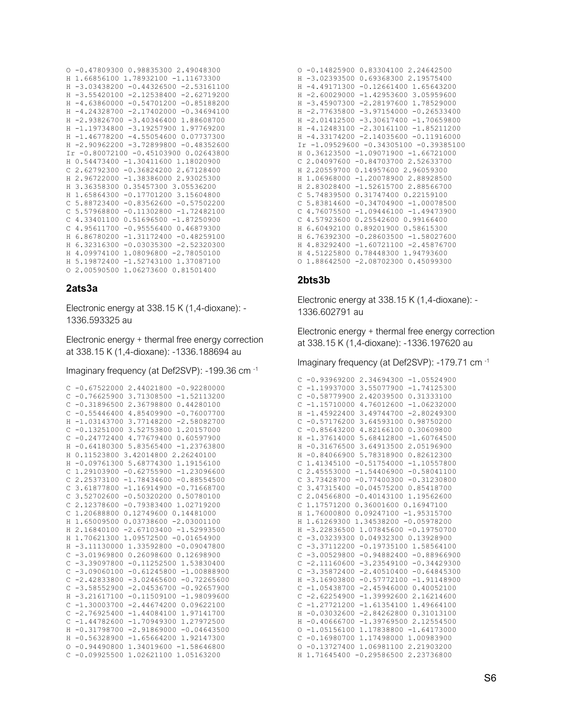```
O -0.47809300 0.98835300 2.49048300
H 1.66856100 1.78932100 -1.11673300
H -3.03438200 -0.44326500 -2.53161100
H -3.55420100 -2.12538400 -2.62719200
H -4.63860000 -0.54701200 -0.85188200
H -4.24328700 -2.17402000 -0.34694100
H -2.93826700 -3.40346400 1.88608700
H -1.19734800 -3.19257900 1.97769200
H -1.46778200 -4.55054600 0.07737300
H -2.90962200 -3.72899800 -0.48352600
Ir -0.80072100 -0.45103900 0.02643800
H 0.54473400 -1.30411600 1.18020900
C 2.62792300 -0.36824200 2.67128400
H 2.96722000 -1.38386000 2.93025300
H 3.36358300 0.35457300 3.05536200
H 1.65864300 -0.17701200 3.15604800
C 5.88723400 -0.83562600 -0.57502200
C 5.57968800 -0.11302800 -1.72482100
C 4.33401100 0.51696500 -1.87250900
C 4.95611700 -0.95556400 0.46879300
H 6.86780200 -1.31172400 -0.48259100
H 6.32316300 -0.03035300 -2.52320300
H 4.09974100 1.08096800 -2.78050100
H 5.19872400 -1.52743100 1.37087100
O 2.00590500 1.06273600 0.81501400
```

## 2ats3a

Electronic energy at 338.15 K (1,4-dioxane): -1336.593325 au

Electronic energy + thermal free energy correction at 338.15 K (1,4-dioxane): -1336.188694 au

Imaginary frequency (at Def2SVP): -199.36 cm$^{-1}$

```
C -0.67522000 2.44021800 -0.92280000
C -0.76625900 3.71308500 -1.52113200
C -0.31896500 2.36798800 0.44280100
C -0.55446400 4.85409900 -0.76007700
H -1.03143700 3.77148200 -2.58082700
C -0.13251000 3.52753800 1.20157000
C -0.24772400 4.77679400 0.60597900
H -0.64180300 5.83565400 -1.23763800
H 0.11523800 3.42014800 2.26240100
H -0.09761300 5.68774300 1.19156100
C 1.29103900 -0.62755900 -1.23096600
C 2.25373100 -1.78434600 -0.88554500
C 3.61877800 -1.16914900 -0.71668700
C 3.52702600 -0.50320200 0.50780100
C 2.12378600 -0.79383400 1.02719200
C 1.20688800 0.12749600 0.14481000
H 1.65009500 0.03738600 -2.03001100
H 2.16840100 -2.67103400 -1.52993500
H 1.70621300 1.09572500 -0.01654900
H -3.11130000 1.33592800 -0.09047800
C -3.01969800 0.26098600 0.12698900
C -3.39097800 -0.11252500 1.53830400
C -3.09060100 -0.61245800 -1.00888900
C -2.42833800 -3.02465600 -0.72265600
C -3.58552900 -2.04536700 -0.92657900
H -3.21617100 -0.11509100 -1.98099600
C -1.30003700 -2.44674200 0.09622100
C -2.76925400 -1.44084100 1.97141700
C -1.44782600 -1.70949300 1.27972500
H -0.31798700 -2.91869000 -0.04643500
H -0.56328900 -1.65664200 1.92147300
O -0.94490800 1.34019600 -1.58646800
C -0.09925500 1.02621100 1.05163200
O -0.14825900 0.83304100 2.24642500
H -3.02393500 0.69368300 2.19575400
H -4.49171300 -0.12661400 1.65643200
H -2.60029000 -1.42953600 3.05959600
H -3.45907300 -2.28197600 1.78529000
H -2.77635800 -3.97154000 -0.26533400
H -2.01412500 -3.30617400 -1.70659800
H -4.12483100 -2.30161100 -1.85211200
H -4.33174200 -2.14035600 -0.11916000
Ir -1.09529600 -0.34305100 -0.39385100
H 0.36123500 -1.09071900 -1.66721000
C 2.04097600 -0.84703700 2.52633700
H 2.20559700 0.14957600 2.96059300
H 1.06968000 -1.20078900 2.88928500
H 2.83028400 -1.52615700 2.88566700
C 5.74839500 0.31747400 0.22159100
C 5.83814600 -0.34704900 -1.00078500
C 4.76075500 -1.09446100 -1.49473900
C 4.57923600 0.25542600 0.99166400
H 6.60492100 0.89201900 0.58615300
H 6.76392300 -0.28603500 -1.58027600
H 4.83292400 -1.60721100 -2.45876700
H 4.51225800 0.78448300 1.94793600
O 1.88642500 -2.08702300 0.45099300
```

## 2bts3b

Electronic energy at 338.15 K (1,4-dioxane): -1336.602791 au

Electronic energy + thermal free energy correction at 338.15 K (1,4-dioxane): -1336.197620 au

Imaginary frequency (at Def2SVP): -179.71 cm$^{-1}$

```
C -0.93969200 2.34694300 -1.05524900
C -1.19937000 3.55077900 -1.74125300
C -0.58779900 2.42039500 0.31333100
C -1.15710000 4.76012600 -1.06232000
H -1.45922400 3.49744700 -2.80249300
C -0.57176200 3.64593100 0.98750200
C -0.85643200 4.82166100 0.30609800
H -1.37614000 5.68412800 -1.60764500
H -0.31676500 3.64913500 2.05196900
H -0.84066900 5.78318900 0.82612300
C 1.41345100 -0.51754000 -1.10557800
C 2.45553000 -1.54406900 -0.58041100
C 3.73428700 -0.77400300 -0.31230800
C 3.47315400 -0.04575200 0.85418700
C 2.04566800 -0.40143100 1.19562600
C 1.17571200 0.36001600 0.16947100
H 1.76000800 0.09247100 -1.95315700
H 1.61269300 1.34538200 -0.05978200
H -3.22836500 1.07845600 -0.19750700
C -3.03239300 0.04932300 0.13928900
C -3.37112200 -0.19735100 1.58564100
C -3.00529800 -0.94882400 -0.88966900
C -2.11160600 -3.23549100 -0.34429300
C -3.35872400 -2.40510400 -0.64845300
H -3.16903800 -0.57772100 -1.91148900
C -1.05438700 -2.45946000 0.40052100
C -2.62254900 -1.39992600 2.16214600
C -1.27721200 -1.61354100 1.49664100
H -0.03032600 -2.84262800 0.31013100
H -0.40666700 -1.39769500 2.12554500
O -1.05156100 1.17838800 -1.64173000
C -0.16980700 1.17498000 1.00983900
O -0.13727400 1.06981100 2.21903200
H 1.71645400 -0.29586500 2.23736800
```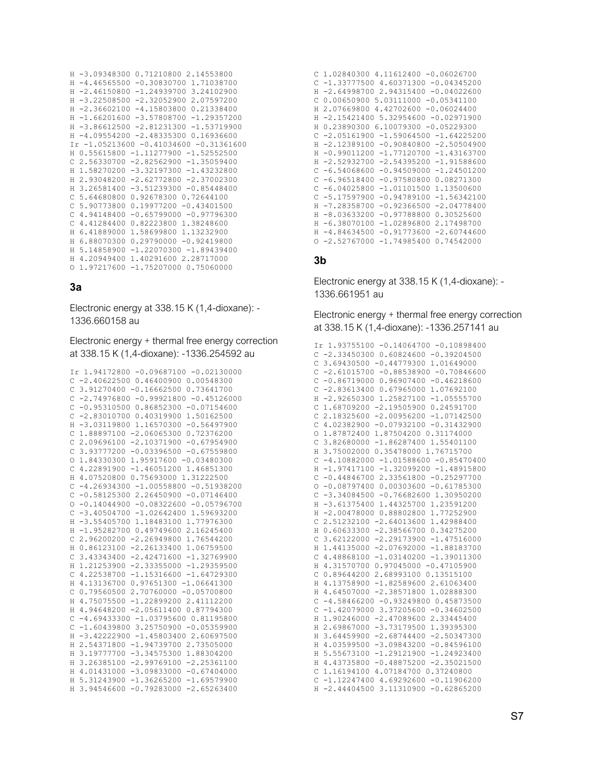```
H -3.09348300 0.71210800 2.14553800
H -4.46565500 -0.30830700 1.71038700
H -2.46150800 -1.24939700 3.24102900
H -3.22508500 -2.32052900 2.07597200
H -2.36602100 -4.15803800 0.21338400
H -1.66201600 -3.57808700 -1.29357200
H -3.86612500 -2.81231300 -1.53719900
H -4.09554200 -2.48335300 0.16936600
Ir -1.05213600 -0.41034600 -0.31361600
H 0.55615800 -1.11277900 -1.52552500
C 2.56330700 -2.82562900 -1.35059400
H 1.58270200 -3.32197300 -1.43232800
H 2.93048200 -2.62772800 -2.37002300
H 3.26581400 -3.51239300 -0.85448400
C 5.64680800 0.92678300 0.72644100
C 5.90773800 0.19977200 -0.43401500
C 4.94148400 -0.65799000 -0.97796300
C 4.41284400 0.82223800 1.38248600
H 6.41889000 1.58699800 1.13232900
H 6.88070300 0.29790000 -0.92419800
H 5.14858900 -1.22070300 -1.89439400
H 4.20949400 1.40291600 2.28717000
O 1.97217600 -1.75207000 0.75060000
```

### 3a

Electronic energy at 338.15 K (1,4-dioxane): -1336.660158 au

Electronic energy + thermal free energy correction at 338.15 K (1,4-dioxane): -1336.254592 au

```
Ir 1.94172800 -0.09687100 -0.02130000
C -2.40622500 0.46400900 0.00548300
C 3.91270400 -0.16662500 0.73641700
C -2.74976800 -0.99921800 -0.45126000
C -0.95310500 0.86852300 -0.07154600
C -2.83010700 0.40319900 1.50162500
H -3.03119800 1.16570300 -0.56497900
C 1.88897100 -2.06065300 0.72376200
C 2.09696100 -2.10371900 -0.67954900
C 3.93777200 -0.03396500 -0.67559800
O 1.84330300 1.95917600 -0.03480300
C 4.22891900 -1.46051200 1.46851300
H 4.07520800 0.75693000 1.31222500
C -4.26934300 -1.00558800 -0.51938200
C -0.58125300 2.26450900 -0.07146400
O -0.14044900 -0.08322600 -0.05796700
C -3.40504700 -1.02642400 1.59693200
H -3.55405700 1.18483100 1.77976300
H -1.95282700 0.49749600 2.16245400
C 2.96200200 -2.26949800 1.76544200
H 0.86123100 -2.26133400 1.06759500
C 3.43343400 -2.42471600 -1.32769900
H 1.21253900 -2.33355000 -1.29359500
C 4.22538700 -1.15316600 -1.64729300
H 4.13136700 0.97651300 -1.06641300
C 0.79560500 2.70760000 -0.05700800
H 4.75075500 -1.22899200 2.41112200
H 4.94648200 -2.05611400 0.87794300
C -4.69433300 -1.03795600 0.81195800
C -1.60439800 3.25750900 -0.05359900
H -3.42222900 -1.45803400 2.60697500
H 2.54371800 -1.94739700 2.73505000
H 3.19777700 -3.34575300 1.88304200
H 3.26385100 -2.99769100 -2.25361100
H 4.01431000 -3.09833000 -0.67404000
H 5.31243900 -1.36265200 -1.69579900
H 3.94546600 -0.79283000 -2.65263400
C 1.02840300 4.11612400 -0.06026700
C -1.33777500 4.60371300 -0.04345200
H -2.64998700 2.94315400 -0.04022600
C 0.00650900 5.03111000 -0.05341100
H 2.07669800 4.42702600 -0.06024400
H -2.15421400 5.32954600 -0.02971900
H 0.23890300 6.10079300 -0.05229300
C -2.05161900 -1.59064500 -1.64225200
H -2.12389100 -0.90840800 -2.50504900
H -0.99011200 -1.77120700 -1.43163700
H -2.52932700 -2.54395200 -1.91588600
C -6.54068600 -0.94509000 -1.24501200
C -6.96518400 -0.97580800 0.08271300
C -6.04025800 -1.01101500 1.13500600
C -5.17597900 -0.94789100 -1.56342100
H -7.28358700 -0.92366500 -2.04778400
H -8.03633200 -0.97788800 0.30525600
H -6.38070100 -1.02896800 2.17498700
H -4.84634500 -0.91773600 -2.60744600
O -2.52767000 -1.74985400 0.74542000
```

### 3b

Electronic energy at 338.15 K (1,4-dioxane): -1336.661951 au

Electronic energy + thermal free energy correction at 338.15 K (1,4-dioxane): -1336.257141 au

```
Ir 1.93755100 -0.14064700 -0.10898400
C -2.33450300 0.60824600 -0.39204500
C 3.69430500 -0.44779300 1.01649000
C -2.61015700 -0.88538900 -0.70846600
C -0.86719000 0.96907400 -0.46218600
C -2.83613400 0.67965000 1.07692100
H -2.92650300 1.25827100 -1.05555700
C 1.68709200 -2.19505900 0.24591700
C 2.18325600 -2.00956200 -1.07142500
C 4.02382900 -0.07932100 -0.31432900
O 1.87872400 1.87504200 0.31174000
C 3.82680000 -1.86287400 1.55401100
H 3.75002000 0.35478000 1.76715700
C -4.10882000 -1.01588600 -0.85470400
H -1.97417100 -1.32099200 -1.48915800
C -0.44846700 2.33561800 -0.25297700
O -0.08797400 0.00303600 -0.61785300
C -3.34084500 -0.76682600 1.30950200
H -3.61375400 1.44325700 1.23591200
H -2.00478000 0.88802800 1.77252900
C 2.51232100 -2.64013600 1.42988400
H 0.60633300 -2.38566700 0.34275200
C 3.62122000 -2.29173900 -1.47516000
H 1.44135000 -2.07692000 -1.88183700
C 4.48868100 -1.03140200 -1.39011300
H 4.31570700 0.97045000 -0.47105900
C 0.89644200 2.68993100 0.13515100
H 4.13758900 -1.82589600 2.61063400
H 4.64507000 -2.38571800 1.02888300
C -4.58466200 -0.93249800 0.45873500
C -1.42079000 3.37205600 -0.34602500
H 1.90246000 -2.47089600 2.33445400
H 2.69867000 -3.73179500 1.39395300
H 3.64459900 -2.68744400 -2.50347300
H 4.03599500 -3.09843200 -0.84596100
H 5.55673100 -1.29121900 -1.24923400
H 4.43735800 -0.48875200 -2.35021500
C 1.16194100 4.07184700 0.37240800
C -1.12247400 4.69292600 -0.11906200
H -2.44404500 3.11310900 -0.62865200
```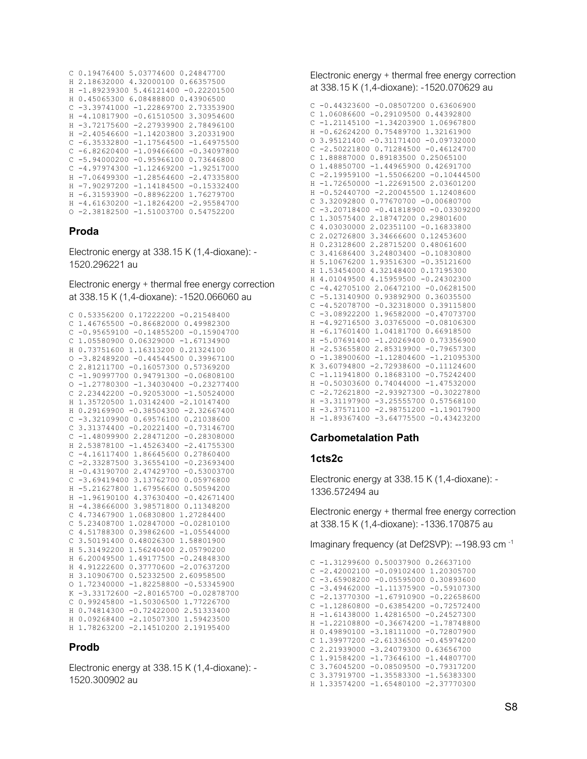```
C 0.19476400 5.03774600 0.24847700
H 2.18632000 4.32000100 0.66357500
H -1.89239300 5.46121400 -0.22201500
H 0.45065300 6.08488800 0.43906500
C -3.39741000 -1.22869700 2.73353900
H -4.10817900 -0.61510500 3.30954600
H -3.72175600 -2.27939900 2.78496100
H -2.40546600 -1.14203800 3.20331900
C -6.35332800 -1.17564500 -1.64975500
C -6.82620400 -1.09466600 -0.34097800
C -5.94000200 -0.95966100 0.73646800
C -4.97974300 -1.12469200 -1.92517000
H -7.06499300 -1.28564600 -2.47335800
H -7.90297200 -1.14184500 -0.15332400
H -6.31593900 -0.88962200 1.76279700
H -4.61630200 -1.18264200 -2.95584700
O -2.38182500 -1.51003700 0.54752200
```

### Proda

Electronic energy at 338.15 K (1,4-dioxane): -1520.296221 au

Electronic energy + thermal free energy correction at 338.15 K (1,4-dioxane): -1520.066060 au

```
C 0.53356200 0.17222200 -0.21548400
C 1.46765500 -0.86682000 0.49982300
C -0.95659100 -0.14855200 -0.15904700
C 1.05580900 0.06329000 -1.67134900
H 0.73751600 1.16313200 0.21324100
O -3.82489200 -0.44544500 0.39967100
C 2.81211700 -0.16057300 0.57369200
C -1.90997700 0.94791300 -0.06808100
O -1.27780300 -1.34030400 -0.23277400
C 2.23442200 -0.92053000 -1.50524000
H 1.35720500 1.03142400 -2.10147400
H 0.29169900 -0.38504300 -2.32667400
C -3.32109900 0.69576100 0.21038600
C 3.31374400 -0.20221400 -0.73146700
C -1.48099900 2.28471200 -0.28308000
H 2.53878100 -1.45263400 -2.41755300
C -4.16117400 1.86645600 0.27860400
C -2.33287500 3.36554100 -0.23693400
H -0.43190700 2.47429700 -0.53003700
C -3.69419400 3.13762700 0.05976800
H -5.21627800 1.67956600 0.50594200
H -1.96190100 4.37630400 -0.42671400
H -4.38666000 3.98571800 0.11348200
C 4.73467900 1.06830800 1.27284400
C 5.23408700 1.02847000 -0.02810100
C 4.51788300 0.39862600 -1.05544000
C 3.50191400 0.48026300 1.58801900
H 5.31492200 1.56240400 2.05790200
H 6.20049500 1.49177500 -0.24848300
H 4.91222600 0.37770600 -2.07637200
H 3.10906700 0.52332500 2.60958500
O 1.72340000 -1.82258800 -0.53345900
K -3.33172600 -2.80165700 -0.02878700
C 0.99245800 -1.50306500 1.77226700
H 0.74814300 -0.72422200 2.51333400
H 0.09268400 -2.10507300 1.59423500
H 1.78263200 -2.14510200 2.19195400
```

### Prodb

Electronic energy at 338.15 K (1,4-dioxane): -1520.300902 au

Electronic energy + thermal free energy correction at 338.15 K (1,4-dioxane): -1520.070629 au

```
C -0.44323600 -0.08507200 0.63606900
C 1.06086600 -0.29109500 0.44392800
C -1.21145100 -1.34203900 1.06967800
H -0.62624200 0.75489700 1.32161900
O 3.95121400 -0.31171400 -0.09732000
C -2.50221800 0.71284500 -0.46124700
C 1.88887000 0.89183500 0.25065100
O 1.48850700 -1.44965900 0.42691700
C -2.19959100 -1.55066200 -0.10444500
H -1.72650000 -1.22691500 2.03601200
H -0.52440700 -2.20045500 1.12408600
C 3.32092800 0.77670700 -0.00680700
C -3.20718400 -0.41818900 -0.03309200
C 1.30575400 2.18747200 0.29801600
C 4.03030000 2.02351100 -0.16833800
C 2.02726800 3.34666600 0.12453600
H 0.23128600 2.28715200 0.48061600
C 3.41686400 3.24803400 -0.10830800
H 5.10676200 1.93516300 -0.35121600
H 1.53454000 4.32148400 0.17195300
H 4.01049500 4.15959500 -0.24302300
C -4.42705100 2.06472100 -0.06281500
C -5.13140900 0.93892900 0.36035500
C -4.52078700 -0.32318000 0.39115800
C -3.08922200 1.96582000 -0.47073700
H -4.92716500 3.03765000 -0.08106300
H -6.17601400 1.04181700 0.66918500
H -5.07691400 -1.20269400 0.73356900
H -2.53655800 2.85319900 -0.79657300
O -1.38900600 -1.12804600 -1.21095300
K 3.60794800 -2.72938600 -0.11124600
C -1.11941800 0.18683100 -0.75242400
H -0.50303600 0.74044000 -1.47532000
C -2.72621800 -2.93927300 -0.30227800
H -3.31197900 -3.25555700 0.57568100
H -3.37571100 -2.98751200 -1.19017900
H -1.89367400 -3.64775500 -0.43423200
```

## Carbometalation Path

### 1cts2c

Electronic energy at 338.15 K (1,4-dioxane): -1336.572494 au

Electronic energy + thermal free energy correction at 338.15 K (1,4-dioxane): -1336.170875 au

Imaginary frequency (at Def2SVP): --198.93 cm $^{-1}$

```
C -1.31299600 0.50037900 0.26637100
C -2.42002100 -0.09102400 1.20305700
C -3.65908200 -0.05595000 0.30893600
C -3.49462000 -1.11375900 -0.59107300
C -2.13770300 -1.67910900 -0.22658600
C -1.12860800 -0.63854200 -0.72572400
H -1.61438000 1.42816500 -0.24527300
H -1.22108800 -0.36674200 -1.78748800
H 0.49890100 -3.18111000 -0.72807900
C 1.39977200 -2.61336500 -0.45974200
C 2.21939000 -3.24079300 0.63656700
C 1.91584200 -1.73646100 -1.44807700
C 3.76045200 -0.08509500 -0.79317200
C 3.37919700 -1.35583300 -1.56383300
H 1.33574200 -1.65480100 -2.37770300
```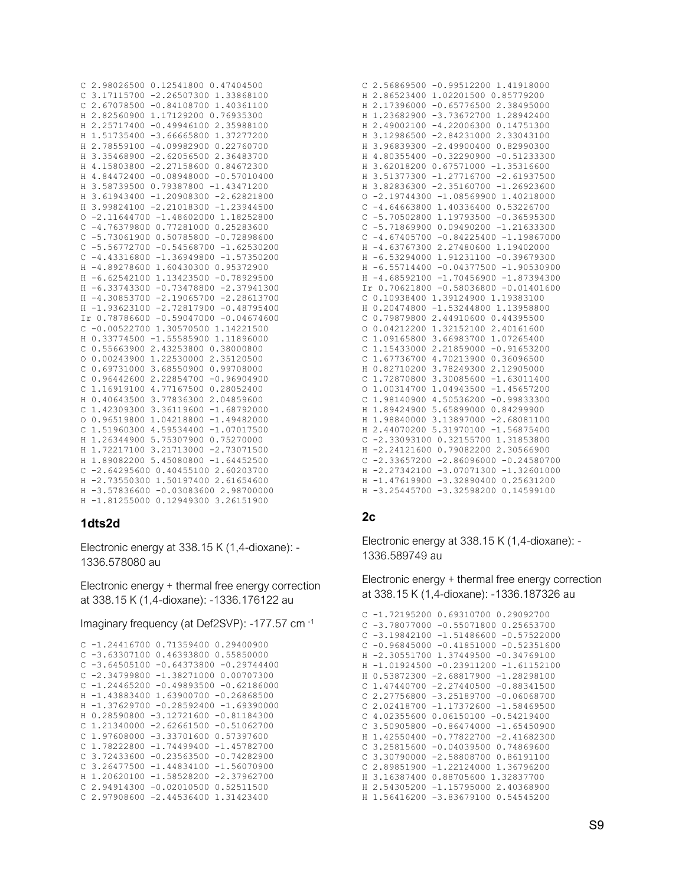```
C 2.98026500 0.12541800 0.47404500
C 3.17115700 -2.26507300 1.33868100
C 2.67078500 -0.84108700 1.40361100
H 2.82560900 1.17129200 0.76935300
H 2.25717400 -0.49946100 2.35988100
H 1.51735400 -3.66665800 1.37277200
H 2.78559100 -4.09982900 0.22760700
H 3.35468900 -2.62056500 2.36483700
H 4.15803800 -2.27158600 0.84672300
H 4.84472400 -0.08948000 -0.57010400
H 3.58739500 0.79387800 -1.43471200
H 3.61943400 -1.20908300 -2.62821800
H 3.99824100 -2.21018300 -1.23944500
O -2.11644700 -1.48602000 1.18252800
C -4.76379800 0.77281000 0.25283600
C -5.73061900 0.50785800 -0.72898600
C -5.56772700 -0.54568700 -1.62530200
C -4.43316800 -1.36949800 -1.57350200
H -4.89278600 1.60430300 0.95372900
H -6.62542100 1.13423500 -0.78929500
H -6.33743300 -0.73478800 -2.37941300
H -4.30853700 -2.19065700 -2.28613700
H -1.93623100 -2.72817900 -0.48795400
Ir 0.78786600 -0.59047000 -0.04674600
C -0.00522700 1.30570500 1.14221500
H 0.33774500 -1.55585900 1.11896000
C 0.55663900 2.43253800 0.38000800
O 0.00243900 1.22530000 2.35120500
C 0.69731000 3.68550900 0.99708000
C 0.96442600 2.22854700 -0.96904900
C 1.16919100 4.77167500 0.28052400
H 0.40643500 3.77836300 2.04859600
C 1.42309300 3.36119600 -1.68792000
O 0.96519800 1.04218800 -1.49482000
C 1.51960300 4.59534400 -1.07017500
H 1.26344900 5.75307900 0.75270000
H 1.72217100 3.21713000 -2.73071500
H 1.89082200 5.45080800 -1.64452500
C -2.64295600 0.40455100 2.60203700
H -2.73550300 1.50197400 2.61654600
H -3.57836600 -0.03083600 2.98700000
H -1.81255000 0.12949300 3.26151900
```

### 1dts2d

Electronic energy at 338.15 K (1,4-dioxane): -1336.578080 au

Electronic energy + thermal free energy correction at 338.15 K (1,4-dioxane): -1336.176122 au

Imaginary frequency (at Def2SVP): -177.57 cm$^{-1}$

```
C -1.24416700 0.71359400 0.29400900
C -3.63307100 0.46393800 0.55850000
C -3.64505100 -0.64373800 -0.29744400
C -2.34799800 -1.38271000 0.00707300
C -1.24465200 -0.49893500 -0.62186000
H -1.43883400 1.63900700 -0.26868500
H -1.37629700 -0.28592400 -1.69390000
H 0.28590800 -3.12721600 -0.81184300
C 1.21340000 -2.62661500 -0.51062700
C 1.97608000 -3.33701600 0.57397600
C 1.78222800 -1.74499400 -1.45782700
C 3.72433600 -0.23563500 -0.74282900
C 3.26477500 -1.44834100 -1.56070900
H 1.20620100 -1.58528200 -2.37962700
C 2.94914300 -0.02010500 0.52511500
C 2.97908600 -2.44536400 1.31423400
C 2.56869500 -0.99512200 1.41918000
H 2.86523400 1.02201500 0.85779200
H 2.17396000 -0.65776500 2.38495000
H 1.23682900 -3.73672700 1.28942400
H 2.49002100 -4.22006300 0.14751300
H 3.12986500 -2.84231000 2.33043100
H 3.96839300 -2.49900400 0.82990300
H 4.80355400 -0.32290900 -0.51233300
H 3.62018200 0.67571000 -1.35316600
H 3.51377300 -1.27716700 -2.61937500
H 3.82836300 -2.35160700 -1.26923600
O -2.19744300 -1.08569900 1.40218000
C -4.64663800 1.40336400 0.53226700
C -5.70502800 1.19793500 -0.36595300
C -5.71869900 0.09490200 -1.21633300
C -4.67405700 -0.84225400 -1.19867000
H -4.63767300 2.27480600 1.19402000
H -6.53294000 1.91231100 -0.39679300
H -6.55714400 -0.04377500 -1.90530900
H -4.68592100 -1.70456900 -1.87394300
Ir 0.70621800 -0.58036800 -0.01401600
C 0.10938400 1.39124900 1.19383100
H 0.20474800 -1.53244800 1.13958800
C 0.79879800 2.44910600 0.44395500
O 0.04212200 1.32152100 2.40161600
C 1.09165800 3.66983700 1.07265400
C 1.15433000 2.21859000 -0.91653200
C 1.67736700 4.70213900 0.36096500
H 0.82710200 3.78249300 2.12905000
C 1.72870800 3.30085600 -1.63011400
O 1.00314700 1.04943500 -1.45657200
C 1.98140900 4.50536200 -0.99833300
H 1.89424900 5.65899000 0.84299900
H 1.98840000 3.13897000 -2.68081100
H 2.44070200 5.31970100 -1.56875400
C -2.33093100 0.32155700 1.31853800
H -2.24121600 0.79082200 2.30566900
C -2.33657200 -2.86096000 -0.24580700
H -2.27342100 -3.07071300 -1.32601000
H -1.47619900 -3.32890400 0.25631200
H -3.25445700 -3.32598200 0.14599100
```

### 2c

Electronic energy at 338.15 K (1,4-dioxane): -1336.589749 au

Electronic energy + thermal free energy correction at 338.15 K (1,4-dioxane): -1336.187326 au

```
C -1.72195200 0.69310700 0.29092700
C -3.78077000 -0.55071800 0.25653700
C -3.19842100 -1.51486600 -0.57522000
C -0.96845000 -0.41851000 -0.52351600
H -2.30551700 1.37449500 -0.34769100
H -1.01924500 -0.23911200 -1.61152100
H 0.53872300 -2.68817900 -1.28298100
C 1.47440700 -2.27440500 -0.88341500
C 2.27756800 -3.25189700 -0.06068700
C 2.02418700 -1.17372600 -1.58469500
C 4.02355600 0.06150100 -0.54219400
C 3.50905800 -0.86474000 -1.65450900
H 1.42550400 -0.77822700 -2.41682300
C 3.25815600 -0.04039500 0.74869600
C 3.30790000 -2.58808700 0.86191100
C 2.89851900 -1.22124000 1.36796200
H 3.16387400 0.88705600 1.32837700
H 2.54305200 -1.15795000 2.40368900
H 1.56416200 -3.83679100 0.54545200
```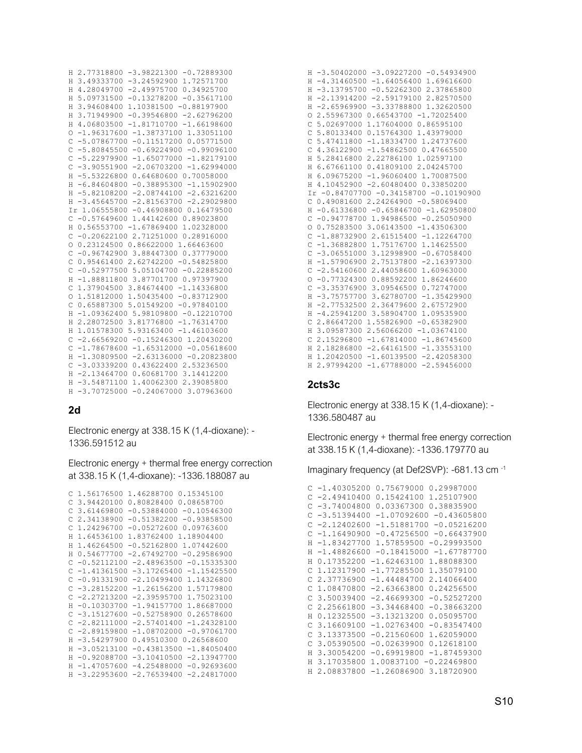```
H 2.77318800 -3.98221300 -0.72889300
H 3.49333700 -3.24592900 1.72571700
H 4.28049700 -2.49975700 0.34925700
H 5.09731500 -0.13278200 -0.35617100
H 3.94608400 1.10381500 -0.88197900
H 3.71949900 -0.39546800 -2.62796200
H 4.06803500 -1.81710700 -1.66198600
O -1.96317600 -1.38737100 1.33051100
C -5.07867700 -0.11517200 0.05771500
C -5.80845500 -0.69224900 -0.99096100
C -5.22979900 -1.65077000 -1.82179100
C -3.90551900 -2.06703200 -1.62994000
H -5.53226800 0.64680600 0.70058000
H -6.84604800 -0.38895300 -1.15902900
H -5.82108200 -2.08744100 -2.63216200
H -3.45645700 -2.81563700 -2.29029800
Ir 1.06555800 -0.46908800 0.16479500
C -0.57649600 1.44142600 0.89023800
H 0.56553700 -1.67869400 1.02328000
C -0.20622100 2.71251000 0.28916000
O 0.23124500 0.86622000 1.66463600
C -0.96742900 3.88447300 0.37779000
C 0.95461400 2.62742200 -0.54825800
C -0.52977500 5.05104700 -0.22885200
H -1.88811800 3.87701700 0.97397900
C 1.37904500 3.84674400 -1.14336800
O 1.51812000 1.50435400 -0.83712900
C 0.65887300 5.01549200 -0.97840100
H -1.09362400 5.98109800 -0.12210700
H 2.28072500 3.81776800 -1.76314700
H 1.01578300 5.93163400 -1.46103600
C -2.66569200 -0.15246300 1.20430200
C -1.78678600 -1.65312000 -0.05618600
H -1.30809500 -2.63136000 -0.20823800
C -3.03339200 0.43622400 2.53236500
H -2.13464700 0.60681700 3.14412200
H -3.54871100 1.40062300 2.39085800
H -3.70725000 -0.24067000 3.07963600
```

## 2d

Electronic energy at 338.15 K (1,4-dioxane): -1336.591512 au

Electronic energy + thermal free energy correction at 338.15 K (1,4-dioxane): -1336.188087 au

```
C 1.56176500 1.46288700 0.15345100
C 3.94420100 0.80828400 0.08658700
C 3.61469800 -0.53884000 -0.10546300
C 2.34138900 -0.51382200 -0.93858500
C 1.24296700 -0.05272600 0.09763600
H 1.64536100 1.83762400 1.18904400
H 1.46264500 -0.52162800 1.07442600
H 0.54677700 -2.67492700 -0.29586900
C -0.52112100 -2.48963500 -0.15335300
C -1.41361500 -3.17265400 -1.15425500
C -0.91331900 -2.10499400 1.14326800
C -3.28152200 -1.26156200 1.57179800
C -2.27213200 -2.39595700 1.75023100
H -0.10303700 -1.94157700 1.86687000
C -3.15127600 -0.52758900 0.26578600
C -2.82111000 -2.57401400 -1.24328100
C -2.89159800 -1.08702000 -0.97061700
H -3.54297900 0.49510300 0.26568600
H -3.05213100 -0.43813500 -1.84050400
H -0.92088700 -3.10410500 -2.13947700
H -1.47057600 -4.25488000 -0.92693600
H -3.22953600 -2.76539400 -2.24817000
H -3.50402000 -3.09227200 -0.54934900
H -4.31460500 -1.64056400 1.69616600
H -3.13795700 -0.52262300 2.37865800
H -2.13914200 -2.59179100 2.82570500
H -2.65969900 -3.33788800 1.32620500
O 2.55967300 0.66543700 -1.72025400
C 5.02697000 1.17604000 0.86595100
C 5.80133400 0.15764300 1.43979000
C 5.47411800 -1.18334700 1.24737600
C 4.36122900 -1.54862500 0.47665500
H 5.28416800 2.22786100 1.02597100
H 6.67661100 0.41809100 2.04245700
H 6.09675200 -1.96060400 1.70087500
H 4.10452900 -2.60480400 0.33850200
Ir -0.84707700 -0.34158700 -0.10190900
C 0.49081600 2.24264900 -0.58069400
H -0.61336800 -0.65846700 -1.62950800
C -0.94778700 1.94986500 -0.25050900
O 0.75283500 3.06143500 -1.43506300
C -1.88732900 2.61515400 -1.12264700
C -1.36882800 1.75176700 1.14625500
C -3.06551000 3.12998900 -0.67058400
H -1.57906900 2.75137800 -2.16397300
C -2.54160600 2.44058600 1.60963000
O -0.77324300 0.88592200 1.86246600
C -3.35376900 3.09546500 0.72747000
H -3.75757700 3.62780700 -1.35429900
H -2.77532500 2.36479600 2.67572900
H -4.25941200 3.58904700 1.09535900
C 2.86647200 1.55826900 -0.65382900
H 3.09587300 2.56066200 -1.03674100
C 2.15296800 -1.67814000 -1.86745600
H 2.18286800 -2.64161500 -1.33553100
H 1.20420500 -1.60139500 -2.42058300
H 2.97994200 -1.67788000 -2.59456000
```

## 2cts3c

Electronic energy at 338.15 K (1,4-dioxane): -1336.580487 au

Electronic energy + thermal free energy correction at 338.15 K (1,4-dioxane): -1336.179770 au

Imaginary frequency (at Def2SVP): -681.13 cm$^{-1}$

```
C -1.40305200 0.75679000 0.29987000
C -2.49410400 0.15424100 1.25107900
C -3.74004800 0.03367300 0.38835900
C -3.51394400 -1.07092600 -0.43605800
C -2.12402600 -1.51881700 -0.05216200
C -1.16490900 -0.47256500 -0.66437900
H -1.83427700 1.57859500 -0.29993500
H -1.48826600 -0.18415000 -1.67787700
H 0.17352200 -1.62463100 1.88088300
C 1.12317900 -1.77285500 1.35079100
C 2.37736900 -1.44484700 2.14066400
C 1.08470800 -2.63663800 0.24256500
C 3.50039400 -2.46699300 -0.52527200
C 2.25661800 -3.34468400 -0.38663200
H 0.12325500 -3.13213200 0.05095700
C 3.16609100 -1.02763400 -0.83547400
C 3.13373500 -0.21560600 1.62059000
C 3.05390500 -0.02639900 0.12618100
H 3.30054200 -0.69919800 -1.87459300
H 3.17035800 1.00837100 -0.22469800
H 2.08837800 -1.26086900 3.18720900
```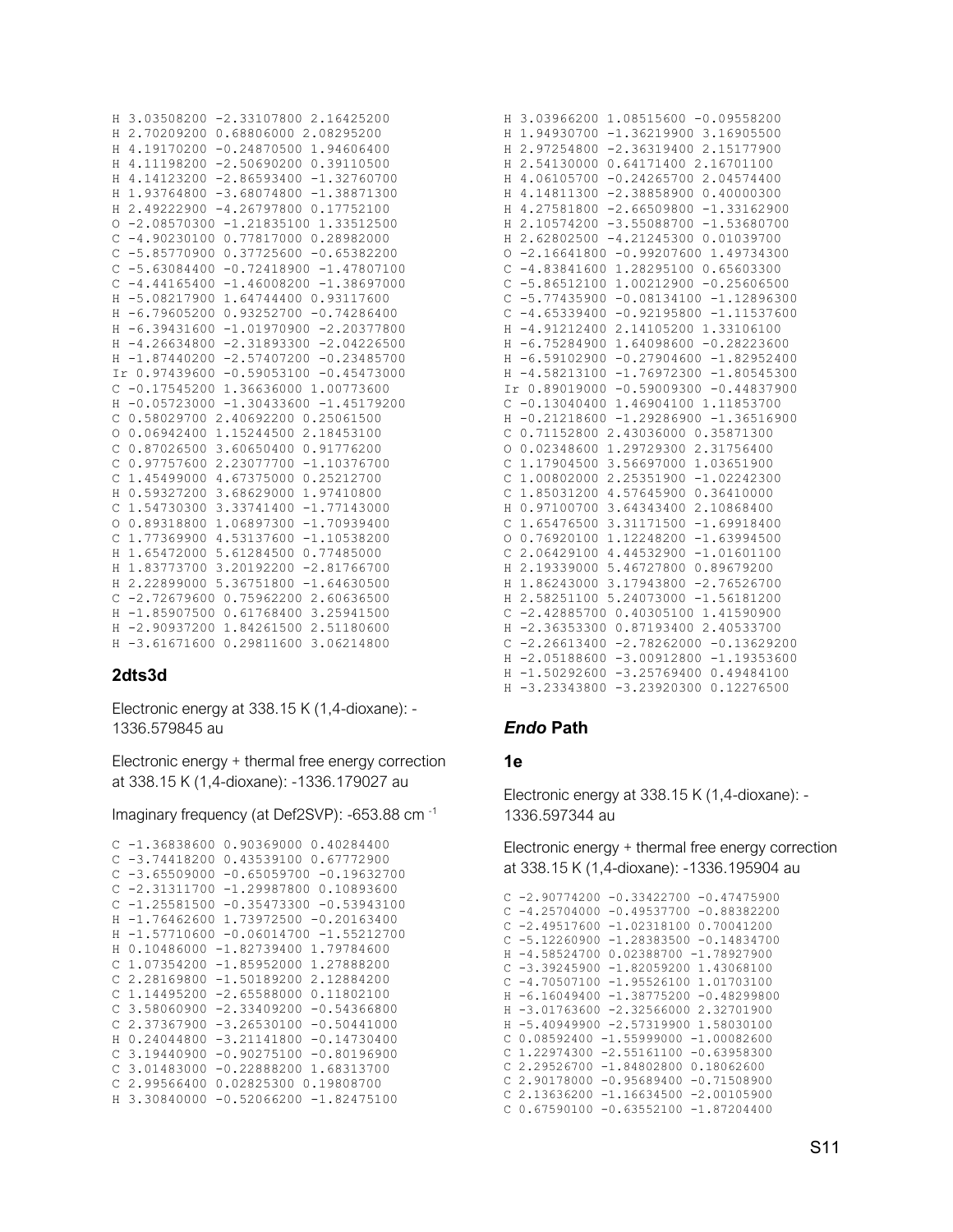```
H 3.03508200 -2.33107800 2.16425200
H 2.70209200 0.68806000 2.08295200
H 4.19170200 -0.24870500 1.94606400
H 4.11198200 -2.50690200 0.39110500
H 4.14123200 -2.86593400 -1.32760700
H 1.93764800 -3.68074800 -1.38871300
H 2.49222900 -4.26797800 0.17752100
O -2.08570300 -1.21835100 1.33512500
C -4.90230100 0.77817000 0.28982000
C -5.85770900 0.37725600 -0.65382200
C -5.63084400 -0.72418900 -1.47807100
C -4.44165400 -1.46008200 -1.38697000
H -5.08217900 1.64744400 0.93117600
H -6.79605200 0.93252700 -0.74286400
H -6.39431600 -1.01970900 -2.20377800
H -4.26634800 -2.31893300 -2.04226500
H -1.87440200 -2.57407200 -0.23485700
Ir 0.97439600 -0.59053100 -0.45473000
C -0.17545200 1.36636000 1.00773600
H -0.05723000 -1.30433600 -1.45179200
C 0.58029700 2.40692200 0.25061500
O 0.06942400 1.15244500 2.18453100
C 0.87026500 3.60650400 0.91776200
C 0.97757600 2.23077700 -1.10376700
C 1.45499000 4.67375000 0.25212700
H 0.59327200 3.68629000 1.97410800
C 1.54730300 3.33741400 -1.77143000
O 0.89318800 1.06897300 -1.70939400
C 1.77369900 4.53137600 -1.10538200
H 1.65472000 5.61284500 0.77485000
H 1.83773700 3.20192200 -2.81766700
H 2.22899000 5.36751800 -1.64630500
C -2.72679600 0.75962200 2.60636500
H -1.85907500 0.61768400 3.25941500
H -2.90937200 1.84261500 2.51180600
H -3.61671600 0.29811600 3.06214800
```

### 2dts3d

Electronic energy at 338.15 K (1,4-dioxane): -1336.579845 au

Electronic energy + thermal free energy correction at 338.15 K (1,4-dioxane): -1336.179027 au

Imaginary frequency (at Def2SVP): -653.88 cm$^{-1}$

```
C -1.36838600 0.90369000 0.40284400
C -3.74418200 0.43539100 0.67772900
C -3.65509000 -0.65059700 -0.19632700
C -2.31311700 -1.29987800 0.10893600
C -1.25581500 -0.35473300 -0.53943100
H -1.76462600 1.73972500 -0.20163400
H -1.57710600 -0.06014700 -1.55212700
H 0.10486000 -1.82739400 1.79784600
C 1.07354200 -1.85952000 1.27888200
C 2.28169800 -1.50189200 2.12884200
C 1.14495200 -2.65588000 0.11802100
C 3.58060900 -2.33409200 -0.54366800
C 2.37367900 -3.26530100 -0.50441000
H 0.24044800 -3.21141800 -0.14730400
C 3.19440900 -0.90275100 -0.80196900
C 3.01483000 -0.22888200 1.68313700
C 2.99566400 0.02825300 0.19808700
H 3.30840000 -0.52066200 -1.82475100
H 3.03966200 1.08515600 -0.09558200
H 1.94930700 -1.36219900 3.16905500
H 2.97254800 -2.36319400 2.15177900
H 2.54130000 0.64171400 2.16701100
H 4.06105700 -0.24265700 2.04574400
H 4.14811300 -2.38858900 0.40000300
H 4.27581800 -2.66509800 -1.33162900
H 2.10574200 -3.55088700 -1.53680700
H 2.62802500 -4.21245300 0.01039700
O -2.16641800 -0.99207600 1.49734300
C -4.83841600 1.28295100 0.65603300
C -5.86512100 1.00212900 -0.25606500
C -5.77435900 -0.08134100 -1.12896300
C -4.65339400 -0.92195800 -1.11537600
H -4.91212400 2.14105200 1.33106100
H -6.75284900 1.64098600 -0.28223600
H -6.59102900 -0.27904600 -1.82952400
H -4.58213100 -1.76972300 -1.80545300
Ir 0.89019000 -0.59009300 -0.44837900
C -0.13040400 1.46904100 1.11853700
H -0.21218600 -1.29286900 -1.36516900
C 0.71152800 2.43036000 0.35871300
O 0.02348600 1.29729300 2.31756400
C 1.17904500 3.56697000 1.03651900
C 1.00802000 2.25351900 -1.02242300
C 1.85031200 4.57645900 0.36410000
H 0.97100700 3.64343400 2.10868400
C 1.65476500 3.31171500 -1.69918400
O 0.76920100 1.12248200 -1.63994500
C 2.06429100 4.44532900 -1.01601100
H 2.19339000 5.46727800 0.89679200
H 1.86243000 3.17943800 -2.76526700
H 2.58251100 5.24073000 -1.56181200
C -2.42885700 0.40305100 1.41590900
H -2.36353300 0.87193400 2.40533700
C -2.26613400 -2.78262000 -0.13629200
H -2.05188600 -3.00912800 -1.19353600
H -1.50292600 -3.25769400 0.49484100
H -3.23343800 -3.23920300 0.12276500
```

## *Endo* Path

### 1e

Electronic energy at 338.15 K (1,4-dioxane): -1336.597344 au

Electronic energy + thermal free energy correction at 338.15 K (1,4-dioxane): -1336.195904 au

```
C -2.90774200 -0.33422700 -0.47475900
C -4.25704000 -0.49537700 -0.88382200
C -2.49517600 -1.02318100 0.70041200
C -5.12260900 -1.28383500 -0.14834700
H -4.58524700 0.02388700 -1.78927900
C -3.39245900 -1.82059200 1.43068100
C -4.70507100 -1.95526100 1.01703100
H -6.16049400 -1.38775200 -0.48299800
H -3.01763600 -2.32566000 2.32701900
H -5.40949900 -2.57319900 1.58030100
C 0.08592400 -1.55999000 -1.00082600
C 1.22974300 -2.55161100 -0.63958300
C 2.29526700 -1.84802800 0.18062600
C 2.90178000 -0.95689400 -0.71508900
C 2.13636200 -1.16634500 -2.00105900
C 0.67590100 -0.63552100 -1.87204400
```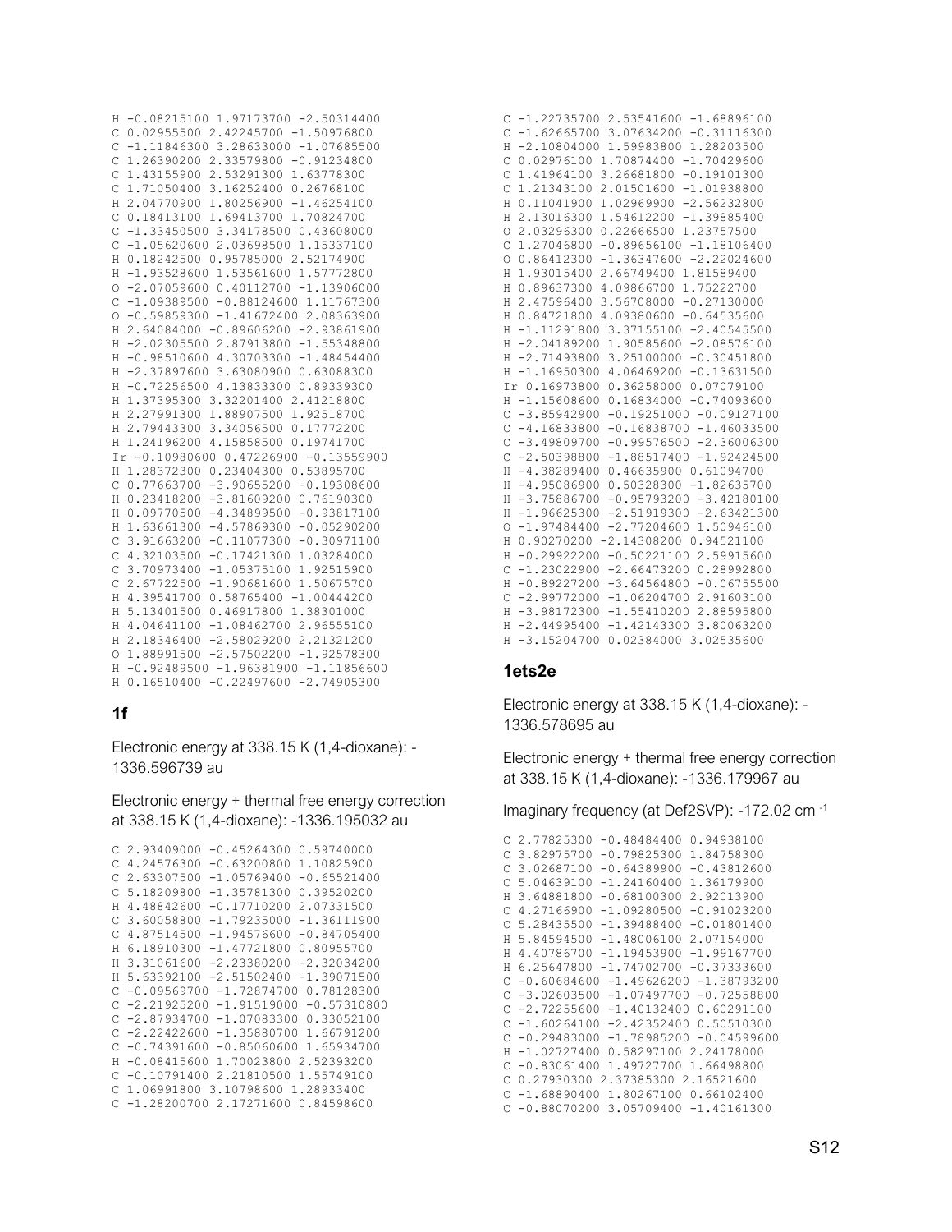```
H -0.08215100 1.97173700 -2.50314400
C 0.02955500 2.42245700 -1.50976800
C -1.11846300 3.28633000 -1.07685500
C 1.26390200 2.33579800 -0.91234800
C 1.43155900 2.53291300 1.63778300
C 1.71050400 3.16252400 0.26768100
H 2.04770900 1.80256900 -1.46254100
C 0.18413100 1.69413700 1.70824700
C -1.33450500 3.34178500 0.43608000
C -1.05620600 2.03698500 1.15337100
H 0.18242500 0.95785000 2.52174900
H -1.93528600 1.53561600 1.57772800
O -2.07059600 0.40112700 -1.13906000
C -1.09389500 -0.88124600 1.11767300
O -0.59859300 -1.41672400 2.08363900
H 2.64084000 -0.89606200 -2.93861900
H -2.02305500 2.87913800 -1.55348800
H -0.98510600 4.30703300 -1.48454400
H -2.37897600 3.63080900 0.63088300
H -0.72256500 4.13833300 0.89339300
H 1.37395300 3.32201400 2.41218800
H 2.27991300 1.88907500 1.92518700
H 2.79443300 3.34056500 0.17772200
H 1.24196200 4.15858500 0.19741700
Ir -0.10980600 0.47226900 -0.13559900
H 1.28372300 0.23404300 0.53895700
C 0.77663700 -3.90655200 -0.19308600
H 0.23418200 -3.81609200 0.76190300
H 0.09770500 -4.34899500 -0.93817100
H 1.63661300 -4.57869300 -0.05290200
C 3.91663200 -0.11077300 -0.30971100
C 4.32103500 -0.17421300 1.03284000
C 3.70973400 -1.05375100 1.92515900
C 2.67722500 -1.90681600 1.50675700
H 4.39541700 0.58765400 -1.00444200
H 5.13401500 0.46917800 1.38301000
H 4.04641100 -1.08462700 2.96555100
H 2.18346400 -2.58029200 2.21321200
O 1.88991500 -2.57502200 -1.92578300
H -0.92489500 -1.96381900 -1.11856600
H 0.16510400 -0.22497600 -2.74905300
```

### 1f

Electronic energy at 338.15 K (1,4-dioxane): -1336.596739 au

Electronic energy + thermal free energy correction at 338.15 K (1,4-dioxane): -1336.195032 au

```
C 2.93409000 -0.45264300 0.59740000
C 4.24576300 -0.63200800 1.10825900
C 2.63307500 -1.05769400 -0.65521400
C 5.18209800 -1.35781300 0.39520200
H 4.48842600 -0.17710200 2.07331500
C 3.60058800 -1.79235000 -1.36111900
C 4.87514500 -1.94576600 -0.84705400
H 6.18910300 -1.47721800 0.80955700
H 3.31061600 -2.23380200 -2.32034200
H 5.63392100 -2.51502400 -1.39071500
C -0.09569700 -1.72874700 0.78128300
C -2.21925200 -1.91519000 -0.57310800
C -2.87934700 -1.07083300 0.33052100
C -2.22422600 -1.35880700 1.66791200
C -0.74391600 -0.85060600 1.65934700
H -0.08415600 1.70023800 2.52393200
C -0.10791400 2.21810500 1.55749100
C 1.06991800 3.10798600 1.28933400
C -1.28200700 2.17271600 0.84598600
C -1.22735700 2.53541600 -1.68896100
C -1.62665700 3.07634200 -0.31116300
H -2.10804000 1.59983800 1.28203500
C 0.02976100 1.70874400 -1.70429600
C 1.41964100 3.26681800 -0.19101300
C 1.21343100 2.01501600 -1.01938800
H 0.11041900 1.02969900 -2.56232800
H 2.13016300 1.54612200 -1.39885400
O 2.03296300 0.22666500 1.23757500
C 1.27046800 -0.89656100 -1.18106400
O 0.86412300 -1.36347600 -2.22024600
H 1.93015400 2.66749400 1.81589400
H 0.89637300 4.09866700 1.75222700
H 2.47596400 3.56708000 -0.27130000
H 0.84721800 4.09380600 -0.64535600
H -1.11291800 3.37155100 -2.40545500
H -2.04189200 1.90585600 -2.08576100
H -2.71493800 3.25100000 -0.30451800
H -1.16950300 4.06469200 -0.13631500
Ir 0.16973800 0.36258000 0.07079100
H -1.15608600 0.16834000 -0.74093600
C -3.85942900 -0.19251000 -0.09127100
C -4.16833800 -0.16838700 -1.46033500
C -3.49809700 -0.99576600 -2.36006300
C -2.50398800 -1.88517400 -1.92424500
H -4.38289400 0.46635900 0.61094700
H -4.95086900 0.50328300 -1.82635700
H -3.75886700 -0.95793200 -3.42180100
H -1.96625300 -2.51919300 -2.63421300
O -1.97484400 -2.77204600 1.50946100
H 0.90270200 -2.14308200 0.94521100
H -0.29922200 -0.50221100 2.59915600
C -1.23022900 -2.66473200 0.28992800
H -0.89227200 -3.64564800 -0.06755500
C -2.99772000 -1.06204700 2.91603100
H -3.98172300 -1.55410200 2.88595800
H -2.44995400 -1.42143300 3.80063200
H -3.15204700 0.02384000 3.02535600
```

### 1ets2e

Electronic energy at 338.15 K (1,4-dioxane): -1336.578695 au

Electronic energy + thermal free energy correction at 338.15 K (1,4-dioxane): -1336.179967 au

Imaginary frequency (at Def2SVP): -172.02 $cm^{-1}$

```
C 2.77825300 -0.48484400 0.94938100
C 3.82975700 -0.79825300 1.84758300
C 3.02687100 -0.64389900 -0.43812600
C 5.04639100 -1.24160400 1.36179900
H 3.64881800 -0.68100300 2.92013900
C 4.27166900 -1.09280500 -0.91023200
C 5.28435500 -1.39488400 -0.01801400
H 5.84594500 -1.48006100 2.07154000
H 4.40786700 -1.19453900 -1.99167700
H 6.25647800 -1.74702700 -0.37333600
C -0.60684600 -1.49626200 -1.38793200
C -3.02603500 -1.07497700 -0.72558800
C -2.72255600 -1.40132400 0.60291100
C -1.60264100 -2.42352400 0.50510300
C -0.29483000 -1.78985200 -0.04599600
H -1.02727400 0.58297100 2.24178000
C -0.83061400 1.49727700 1.66498800
C 0.27930300 2.37385300 2.16521600
C -1.68890400 1.80267100 0.66102400
C -0.88070200 3.05709400 -1.40161300
```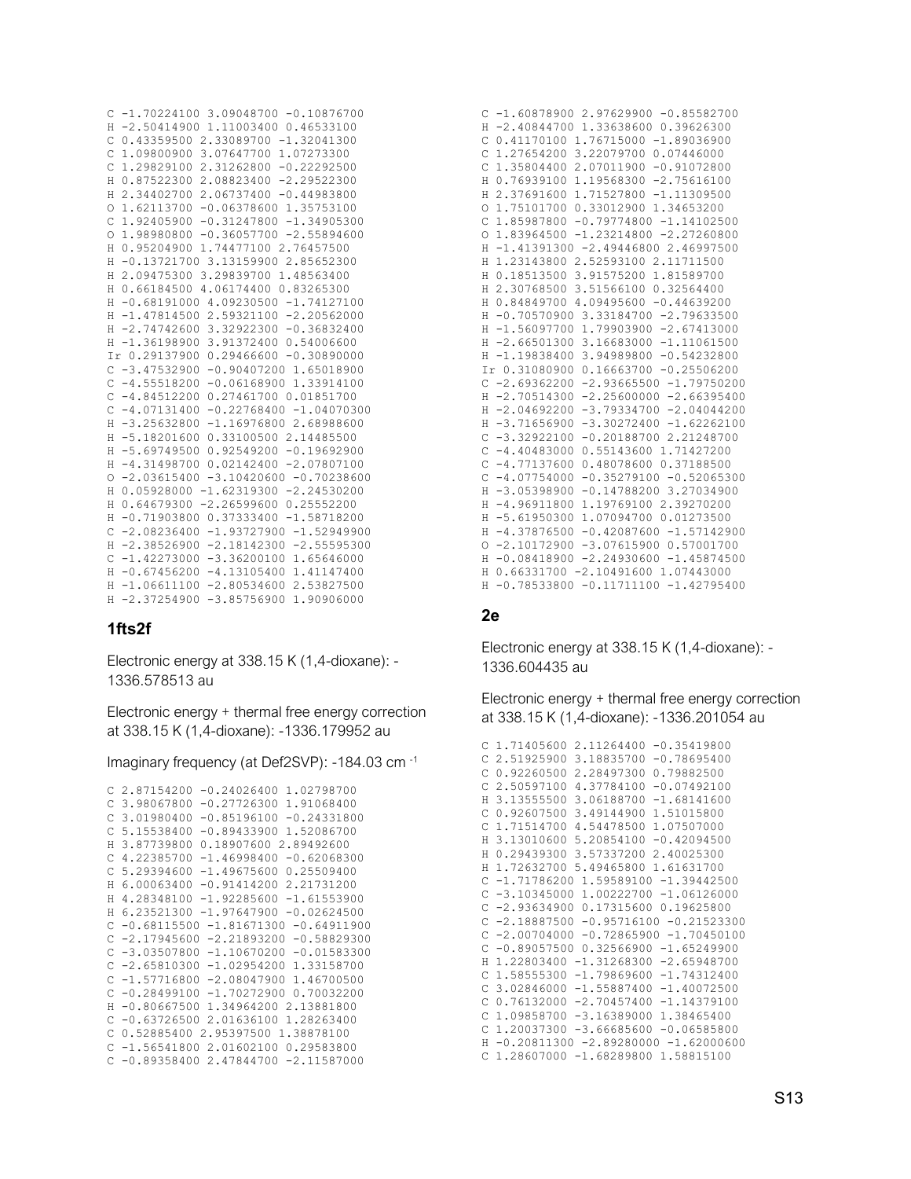```
C -1.70224100 3.09048700 -0.10876700
H -2.50414900 1.11003400 0.46533100
C 0.43359500 2.33089700 -1.32041300
C 1.09800900 3.07647700 1.07273300
C 1.29829100 2.31262800 -0.22292500
H 0.87522300 2.08823400 -2.29522300
H 2.34402700 2.06737400 -0.44983800
O 1.62113700 -0.06378600 1.35753100
C 1.92405900 -0.31247800 -1.34905300
O 1.98980800 -0.36057700 -2.55894600
H 0.95204900 1.74477100 2.76457500
H -0.13721700 3.13159900 2.85652300
H 2.09475300 3.29839700 1.48563400
H 0.66184500 4.06174400 0.83265300
H -0.68191000 4.09230500 -1.74127100
H -1.47814500 2.59321100 -2.20562000
H -2.74742600 3.32922300 -0.36832400
H -1.36198900 3.91372400 0.54006600
Ir 0.29137900 0.29466600 -0.30890000
C -3.47532900 -0.90407200 1.65018900
C -4.55518200 -0.06168900 1.33914100
C -4.84512200 0.27461700 0.01851700
C -4.07131400 -0.22768400 -1.04070300
H -3.25632800 -1.16976800 2.68988600
H -5.18201600 0.33100500 2.14485500
H -5.69749500 0.92549200 -0.19692900
H -4.31498700 0.02142400 -2.07807100
O -2.03615400 -3.10420600 -0.70238600
H 0.05928000 -1.62319300 -2.24530200
H 0.64679300 -2.26599600 0.25552200
H -0.71903800 0.37333400 -1.58718200
C -2.08236400 -1.93727900 -1.52949900
H -2.38526900 -2.18142300 -2.55595300
C -1.42273000 -3.36200100 1.65646000
H -0.67456200 -4.13105400 1.41147400
H -1.06611100 -2.80534600 2.53827500
H -2.37254900 -3.85756900 1.90906000
```

### 1fts2f

Electronic energy at 338.15 K (1,4-dioxane): -1336.578513 au

Electronic energy + thermal free energy correction at 338.15 K (1,4-dioxane): -1336.179952 au

Imaginary frequency (at Def2SVP): -184.03 cm$^{-1}$

```
C 2.87154200 -0.24026400 1.02798700
C 3.98067800 -0.27726300 1.91068400
C 3.01980400 -0.85196100 -0.24331800
C 5.15538400 -0.89433900 1.52086700
H 3.87739800 0.18907600 2.89492600
C 4.22385700 -1.46998400 -0.62068300
C 5.29394600 -1.49675600 0.25509400
H 6.00063400 -0.91414200 2.21731200
H 4.28348100 -1.92285600 -1.61553900
H 6.23521300 -1.97647900 -0.02624500
C -0.68115500 -1.81671300 -0.64911900
C -2.17945600 -2.21893200 -0.58829300
C -3.03507800 -1.10670200 -0.01583300
C -2.65810300 -1.02954200 1.33158700
C -1.57716800 -2.08047900 1.46700500
C -0.28499100 -1.70272900 0.70032200
H -0.80667500 1.34964200 2.13881800
C -0.63726500 2.01636100 1.28263400
C 0.52885400 2.95397500 1.38878100
C -1.56541800 2.01602100 0.29583800
C -0.89358400 2.47844700 -2.11587000
C -1.60878900 2.97629900 -0.85582700
H -2.40844700 1.33638600 0.39626300
C 0.41170100 1.76715000 -1.89036900
C 1.27654200 3.22079700 0.07446000
C 1.35804400 2.07011900 -0.91072800
H 0.76939100 1.19568300 -2.75616100
H 2.37691600 1.71527800 -1.11309500
O 1.75101700 0.33012900 1.34653200
C 1.85987800 -0.79774800 -1.14102500
O 1.83964500 -1.23214800 -2.27260800
H -1.41391300 -2.49446800 2.46997500
H 1.23143800 2.52593100 2.11711500
H 0.18513500 3.91575200 1.81589700
H 2.30768500 3.51566100 0.32564400
H 0.84849700 4.09495600 -0.44639200
H -0.70570900 3.33184700 -2.79633500
H -1.56097700 1.79903900 -2.67413000
H -2.66501300 3.16683000 -1.11061500
H -1.19838400 3.94989800 -0.54232800
Ir 0.31080900 0.16663700 -0.25506200
C -2.69362200 -2.93665500 -1.79750200
H -2.70514300 -2.25600000 -2.66395400
H -2.04692200 -3.79334700 -2.04044200
H -3.71656900 -3.30272400 -1.62262100
C -3.32922100 -0.20188700 2.21248700
C -4.40483000 0.55143600 1.71427200
C -4.77137600 0.48078600 0.37188500
C -4.07754000 -0.35279100 -0.52065300
H -3.05398900 -0.14788200 3.27034900
H -4.96911800 1.19769100 2.39270200
H -5.61950300 1.07094700 0.01273500
H -4.37876500 -0.42087600 -1.57142900
O -2.10172900 -3.07615900 0.57001700
H -0.08418900 -2.24930600 -1.45874500
H 0.66331700 -2.10491600 1.07443000
H -0.78533800 -0.11711100 -1.42795400
```

### 2e

Electronic energy at 338.15 K (1,4-dioxane): -1336.604435 au

Electronic energy + thermal free energy correction at 338.15 K (1,4-dioxane): -1336.201054 au

```
C 1.71405600 2.11264400 -0.35419800
C 2.51925900 3.18835700 -0.78695400
C 0.92260500 2.28497300 0.79882500
C 2.50597100 4.37784100 -0.07492100
H 3.13555500 3.06188700 -1.68141600
C 0.92607500 3.49144900 1.51015800
C 1.71514700 4.54478500 1.07507000
H 3.13010600 5.20854100 -0.42094500
H 0.29439300 3.57337200 2.40025300
H 1.72632700 5.49465800 1.61631700
C -1.71786200 1.59589100 -1.39442500
C -3.10345000 1.00222700 -1.06126000
C -2.93634900 0.17315600 0.19625800
C -2.18887500 -0.95716100 -0.21523300
C -2.00704000 -0.72865900 -1.70450100
C -0.89057500 0.32566900 -1.65249900
H 1.22803400 -1.31268300 -2.65948700
C 1.58555300 -1.79869600 -1.74312400
C 3.02846000 -1.55887400 -1.40072500
C 0.76132000 -2.70457400 -1.14379100
C 1.09858700 -3.16389000 1.38465400
C 1.20037300 -3.66685600 -0.06585800
H -0.20811300 -2.89280000 -1.62000600
C 1.28607000 -1.68289800 1.58815100
```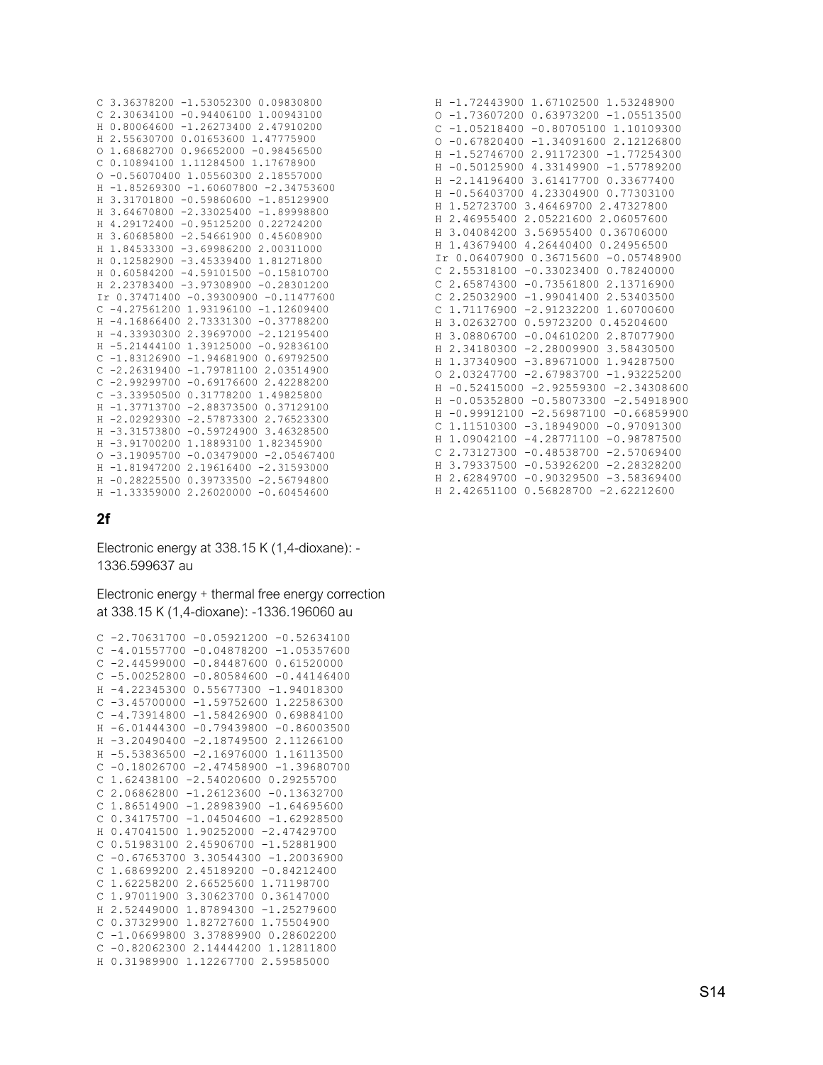```
C 3.36378200 -1.53052300 0.09830800
C 2.30634100 -0.94406100 1.00943100
H 0.80064600 -1.26273400 2.47910200
H 2.55630700 0.01653600 1.47775900
O 1.68682700 0.96652000 -0.98456500
C 0.10894100 1.11284500 1.17678900
O -0.56070400 1.05560300 2.18557000
H -1.85269300 -1.60607800 -2.34753600
H 3.31701800 -0.59860600 -1.85129900
H 3.64670800 -2.33025400 -1.89998800
H 4.29172400 -0.95125200 0.22724200
H 3.60685800 -2.54661900 0.45608900
H 1.84533300 -3.69986200 2.00311000
H 0.12582900 -3.45339400 1.81271800
H 0.60584200 -4.59101500 -0.15810700
H 2.23783400 -3.97308900 -0.28301200
Ir 0.37471400 -0.39300900 -0.11477600
C -4.27561200 1.93196100 -1.12609400
H -4.16866400 2.73331300 -0.37788200
H -4.33930300 2.39697000 -2.12195400
H -5.21444100 1.39125000 -0.92836100
C -1.83126900 -1.94681900 0.69792500
C -2.26319400 -1.79781100 2.03514900
C -2.99299700 -0.69176600 2.42288200
C -3.33950500 0.31778200 1.49825800
H -1.37713700 -2.88373500 0.37129100
H -2.02929300 -2.57873300 2.76523300
H -3.31573800 -0.59724900 3.46328500
H -3.91700200 1.18893100 1.82345900
O -3.19095700 -0.03479000 -2.05467400
H -1.81947200 2.19616400 -2.31593000
H -0.28225500 0.39733500 -2.56794800
H -1.33359000 2.26020000 -0.60454600
H -1.72443900 1.67102500 1.53248900
O -1.73607200 0.63973200 -1.05513500
C -1.05218400 -0.80705100 1.10109300
O -0.67820400 -1.34091600 2.12126800
H -1.52746700 2.91172300 -1.77254300
H -0.50125900 4.33149900 -1.57789200
H -2.14196400 3.61417700 0.33677400
H -0.56403700 4.23304900 0.77303100
H 1.52723700 3.46469700 2.47327800
H 2.46955400 2.05221600 2.06057600
H 3.04084200 3.56955400 0.36706000
H 1.43679400 4.26440400 0.24956500
Ir 0.06407900 0.36715600 -0.05748900
C 2.55318100 -0.33023400 0.78240000
C 2.65874300 -0.73561800 2.13716900
C 2.25032900 -1.99041400 2.53403500
C 1.71176900 -2.91232200 1.60700600
H 3.02632700 0.59723200 0.45204600
H 3.08806700 -0.04610200 2.87077900
H 2.34180300 -2.28009900 3.58430500
H 1.37340900 -3.89671000 1.94287500
O 2.03247700 -2.67983700 -1.93225200
H -0.52415000 -2.92559300 -2.34308600
H -0.05352800 -0.58073300 -2.54918900
H -0.99912100 -2.56987100 -0.66859900
C 1.11510300 -3.18949000 -0.97091300
H 1.09042100 -4.28771100 -0.98787500
C 2.73127300 -0.48538700 -2.57069400
H 3.79337500 -0.53926200 -2.28328200
H 2.62849700 -0.90329500 -3.58369400
H 2.42651100 0.56828700 -2.62212600
```

## 2f

Electronic energy at 338.15 K (1,4-dioxane): -1336.599637 au

Electronic energy + thermal free energy correction at 338.15 K (1,4-dioxane): -1336.196060 au

```
C -2.70631700 -0.05921200 -0.52634100
C -4.01557700 -0.04878200 -1.05357600
C -2.44599000 -0.84487600 0.61520000
C -5.00252800 -0.80584600 -0.44146400
H -4.22345300 0.55677300 -1.94018300
C -3.45700000 -1.59752600 1.22586300
C -4.73914800 -1.58426900 0.69884100
H -6.01444300 -0.79439800 -0.86003500
H -3.20490400 -2.18749500 2.11266100
H -5.53836500 -2.16976000 1.16113500
C -0.18026700 -2.47458900 -1.39680700
C 1.62438100 -2.54020600 0.29255700
C 2.06862800 -1.26123600 -0.13632700
C 1.86514900 -1.28983900 -1.64695600
C 0.34175700 -1.04504600 -1.62928500
H 0.47041500 1.90252000 -2.47429700
C 0.51983100 2.45906700 -1.52881900
C -0.67653700 3.30544300 -1.20036900
C 1.68699200 2.45189200 -0.84212400
C 1.62258200 2.66525600 1.71198700
C 1.97011900 3.30623700 0.36147000
H 2.52449000 1.87894300 -1.25279600
C 0.37329900 1.82727600 1.75504900
C -1.06699800 3.37889900 0.28602200
C -0.82062300 2.14444200 1.12811800
H 0.31989900 1.12267700 2.59585000
```